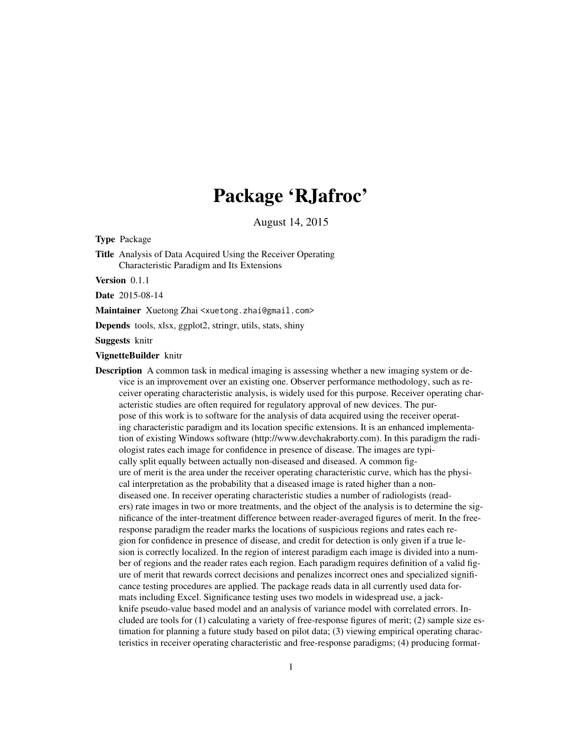# Package 'RJafroc'

August 14, 2015

**Type** Package

**Title** Analysis of Data Acquired Using the Receiver Operating Characteristic Paradigm and Its Extensions

**Version** 0.1.1

**Date** 2015-08-14

**Maintainer** Xuetong Zhai <xuetong.zhai@gmail.com>

**Depends** tools, xlsx, ggplot2, stringr, utils, stats, shiny

**Suggests** knitr

**VignetteBuilder** knitr

**Description** A common task in medical imaging is assessing whether a new imaging system or device is an improvement over an existing one. Observer performance methodology, such as receiver operating characteristic analysis, is widely used for this purpose. Receiver operating characteristic studies are often required for regulatory approval of new devices. The purpose of this work is to software for the analysis of data acquired using the receiver operating characteristic paradigm and its location specific extensions. It is an enhanced implementation of existing Windows software (http://www.devchakraborty.com). In this paradigm the radiologist rates each image for confidence in presence of disease. The images are typically split equally between actually non-diseased and diseased. A common figure of merit is the area under the receiver operating characteristic curve, which has the physical interpretation as the probability that a diseased image is rated higher than a non-diseased one. In receiver operating characteristic studies a number of radiologists (readers) rate images in two or more treatments, and the object of the analysis is to determine the significance of the inter-treatment difference between reader-averaged figures of merit. In the free-response paradigm the reader marks the locations of suspicious regions and rates each region for confidence in presence of disease, and credit for detection is only given if a true lesion is correctly localized. In the region of interest paradigm each image is divided into a number of regions and the reader rates each region. Each paradigm requires definition of a valid figure of merit that rewards correct decisions and penalizes incorrect ones and specialized significance testing procedures are applied. The package reads data in all currently used data formats including Excel. Significance testing uses two models in widespread use, a jackknife pseudo-value based model and an analysis of variance model with correlated errors. Included are tools for (1) calculating a variety of free-response figures of merit; (2) sample size estimation for planning a future study based on pilot data; (3) viewing empirical operating characteristics in receiver operating characteristic and free-response paradigms; (4) producing format-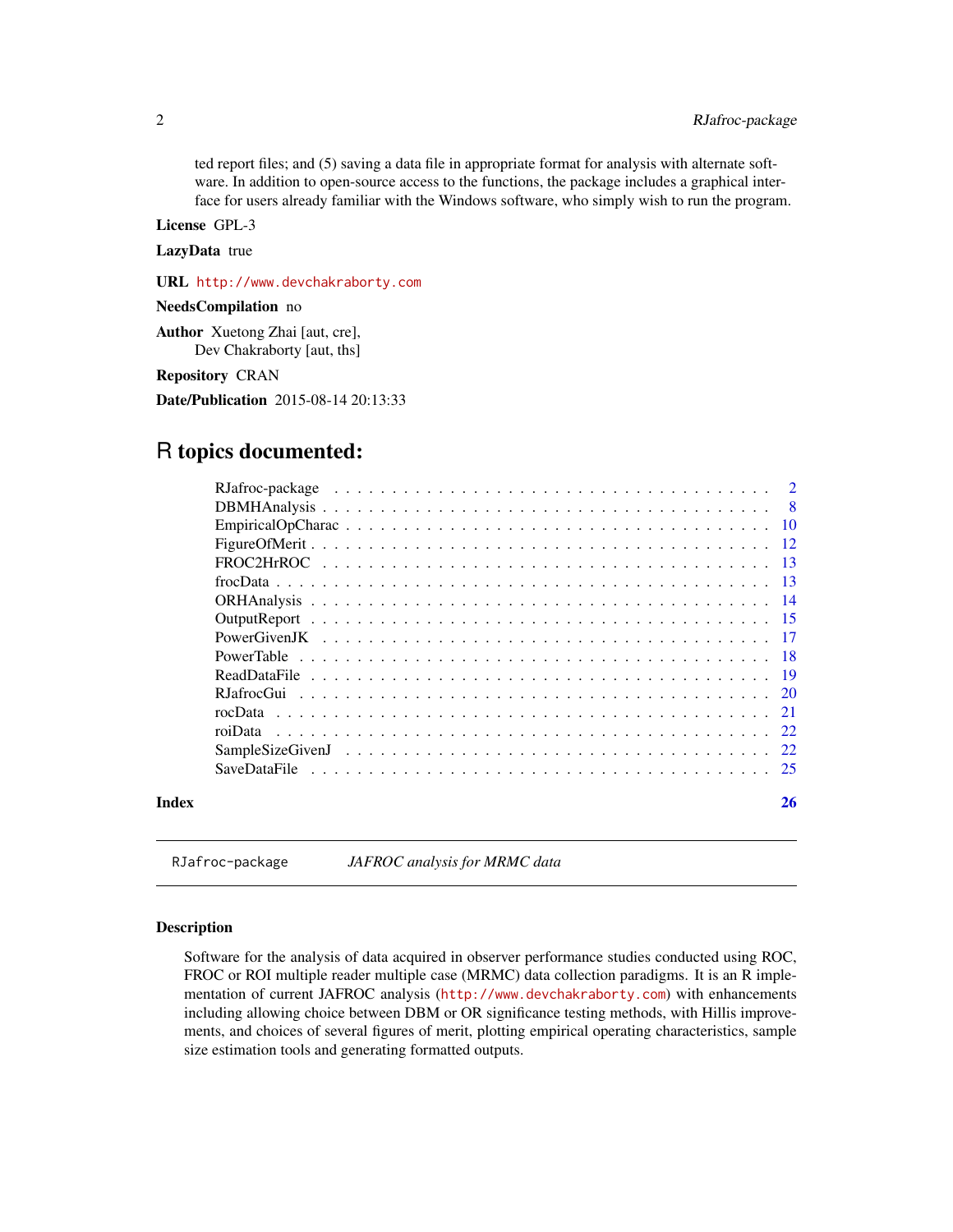ted report files; and (5) saving a data file in appropriate format for analysis with alternate software. In addition to open-source access to the functions, the package includes a graphical interface for users already familiar with the Windows software, who simply wish to run the program.

**License** GPL-3

**LazyData** true

**URL** http://www.devchakraborty.com

**NeedsCompilation** no

**Author** Xuetong Zhai [aut, cre],
Dev Chakraborty [aut, ths]

**Repository** CRAN

**Date/Publication** 2015-08-14 20:13:33

# R topics documented:

- RJafroc-package . . . . . . . . . . 2
- DBMHAnalysis . . . . . . . . . . 8
- EmpiricalOpCharac . . . . . . . . . . 10
- FigureOfMerit . . . . . . . . . . 12
- FROC2HrROC . . . . . . . . . . 13
- frocData . . . . . . . . . . 13
- ORHAnalysis . . . . . . . . . . 14
- OutputReport . . . . . . . . . . 15
- PowerGivenJK . . . . . . . . . . 17
- PowerTable . . . . . . . . . . 18
- ReadDataFile . . . . . . . . . . 19
- RJafrocGui . . . . . . . . . . 20
- rocData . . . . . . . . . . 21
- roiData . . . . . . . . . . 22
- SampleSizeGivenJ . . . . . . . . . . 22
- SaveDataFile . . . . . . . . . . 25

**Index** **26**

---

`RJafroc-package` *JAFROC analysis for MRMC data*

---

### Description

Software for the analysis of data acquired in observer performance studies conducted using ROC, FROC or ROI multiple reader multiple case (MRMC) data collection paradigms. It is an R implementation of current JAFROC analysis (http://www.devchakraborty.com) with enhancements including allowing choice between DBM or OR significance testing methods, with Hillis improvements, and choices of several figures of merit, plotting empirical operating characteristics, sample size estimation tools and generating formatted outputs.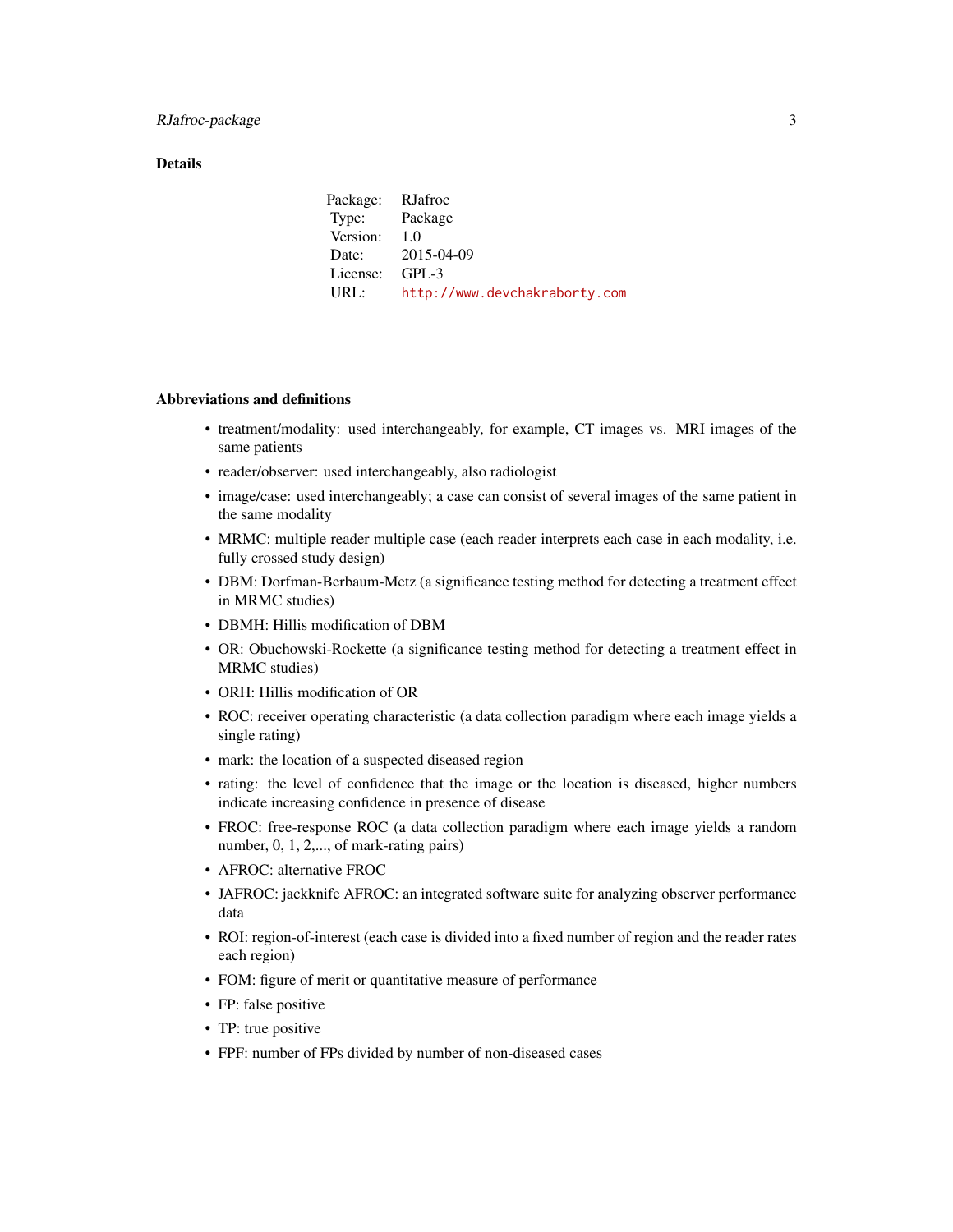## Details

| | |
|---|---|
| Package: | RJafroc |
| Type: | Package |
| Version: | 1.0 |
| Date: | 2015-04-09 |
| License: | GPL-3 |
| URL: | http://www.devchakraborty.com |

## Abbreviations and definitions

- treatment/modality: used interchangeably, for example, CT images vs. MRI images of the same patients
- reader/observer: used interchangeably, also radiologist
- image/case: used interchangeably; a case can consist of several images of the same patient in the same modality
- MRMC: multiple reader multiple case (each reader interprets each case in each modality, i.e. fully crossed study design)
- DBM: Dorfman-Berbaum-Metz (a significance testing method for detecting a treatment effect in MRMC studies)
- DBMH: Hillis modification of DBM
- OR: Obuchowski-Rockette (a significance testing method for detecting a treatment effect in MRMC studies)
- ORH: Hillis modification of OR
- ROC: receiver operating characteristic (a data collection paradigm where each image yields a single rating)
- mark: the location of a suspected diseased region
- rating: the level of confidence that the image or the location is diseased, higher numbers indicate increasing confidence in presence of disease
- FROC: free-response ROC (a data collection paradigm where each image yields a random number, 0, 1, 2,..., of mark-rating pairs)
- AFROC: alternative FROC
- JAFROC: jackknife AFROC: an integrated software suite for analyzing observer performance data
- ROI: region-of-interest (each case is divided into a fixed number of region and the reader rates each region)
- FOM: figure of merit or quantitative measure of performance
- FP: false positive
- TP: true positive
- FPF: number of FPs divided by number of non-diseased cases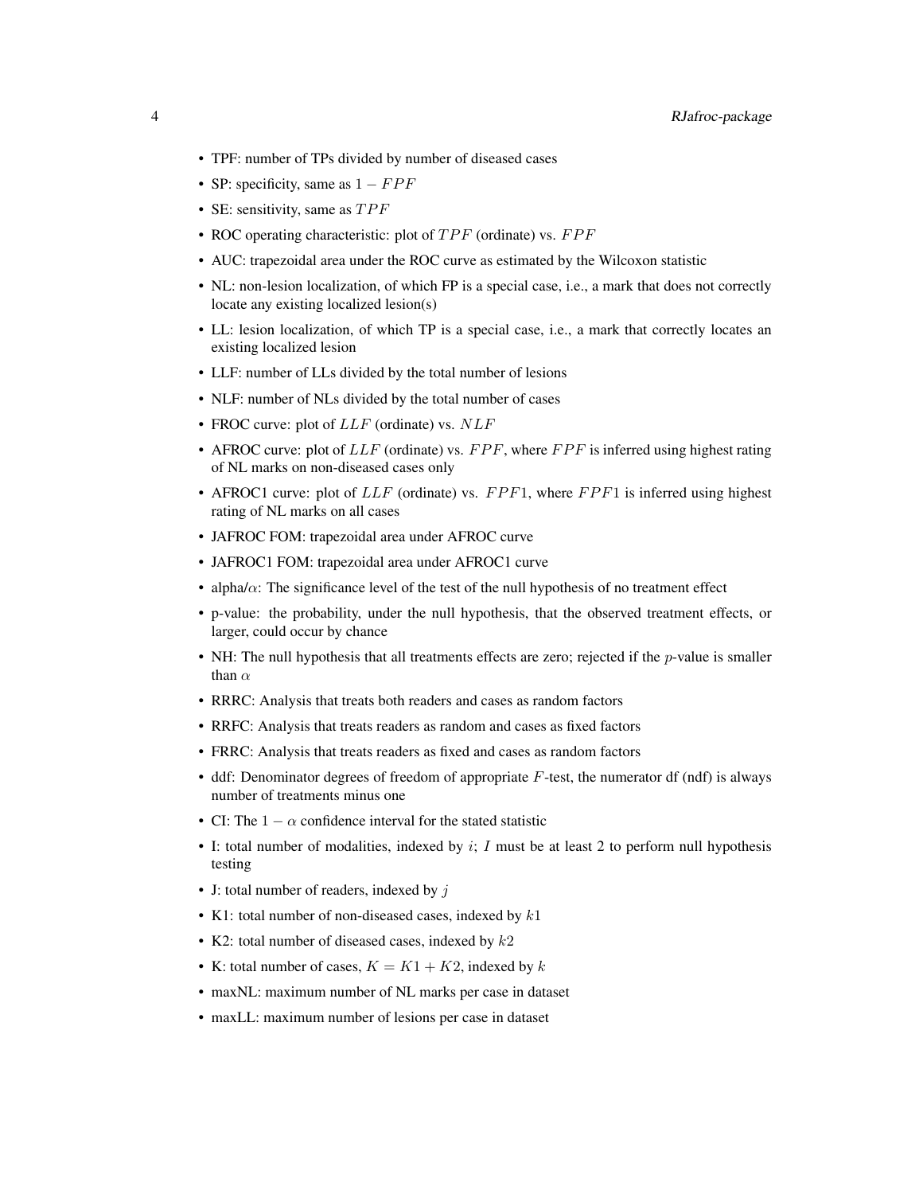- TPF: number of TPs divided by number of diseased cases
- SP: specificity, same as $1 - FPF$
- SE: sensitivity, same as $TPF$
- ROC operating characteristic: plot of $TPF$ (ordinate) vs. $FPF$
- AUC: trapezoidal area under the ROC curve as estimated by the Wilcoxon statistic
- NL: non-lesion localization, of which FP is a special case, i.e., a mark that does not correctly locate any existing localized lesion(s)
- LL: lesion localization, of which TP is a special case, i.e., a mark that correctly locates an existing localized lesion
- LLF: number of LLs divided by the total number of lesions
- NLF: number of NLs divided by the total number of cases
- FROC curve: plot of $LLF$ (ordinate) vs. $NLF$
- AFROC curve: plot of $LLF$ (ordinate) vs. $FPF$, where $FPF$ is inferred using highest rating of NL marks on non-diseased cases only
- AFROC1 curve: plot of $LLF$ (ordinate) vs. $FPF1$, where $FPF1$ is inferred using highest rating of NL marks on all cases
- JAFROC FOM: trapezoidal area under AFROC curve
- JAFROC1 FOM: trapezoidal area under AFROC1 curve
- alpha/$\alpha$: The significance level of the test of the null hypothesis of no treatment effect
- p-value: the probability, under the null hypothesis, that the observed treatment effects, or larger, could occur by chance
- NH: The null hypothesis that all treatments effects are zero; rejected if the $p$-value is smaller than $\alpha$
- RRRC: Analysis that treats both readers and cases as random factors
- RRFC: Analysis that treats readers as random and cases as fixed factors
- FRRC: Analysis that treats readers as fixed and cases as random factors
- ddf: Denominator degrees of freedom of appropriate $F$-test, the numerator df (ndf) is always number of treatments minus one
- CI: The $1 - \alpha$ confidence interval for the stated statistic
- I: total number of modalities, indexed by $i$; $I$ must be at least 2 to perform null hypothesis testing
- J: total number of readers, indexed by $j$
- K1: total number of non-diseased cases, indexed by $k1$
- K2: total number of diseased cases, indexed by $k2$
- K: total number of cases, $K = K1 + K2$, indexed by $k$
- maxNL: maximum number of NL marks per case in dataset
- maxLL: maximum number of lesions per case in dataset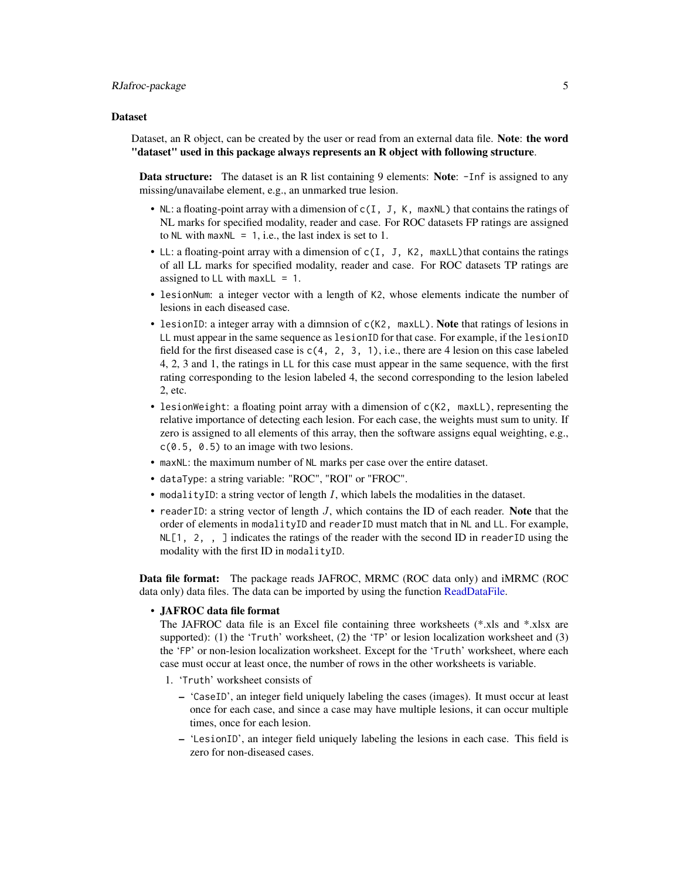### Dataset

Dataset, an R object, can be created by the user or read from an external data file. **Note**: **the word "dataset" used in this package always represents an R object with following structure**.

**Data structure:** The dataset is an R list containing 9 elements: **Note**: `-Inf` is assigned to any missing/unavailabe element, e.g., an unmarked true lesion.

- `NL`: a floating-point array with a dimension of `c(I, J, K, maxNL)` that contains the ratings of NL marks for specified modality, reader and case. For ROC datasets FP ratings are assigned to `NL` with `maxNL = 1`, i.e., the last index is set to 1.
- `LL`: a floating-point array with a dimension of `c(I, J, K2, maxLL)`that contains the ratings of all LL marks for specified modality, reader and case. For ROC datasets TP ratings are assigned to `LL` with `maxLL = 1`.
- `lesionNum`: a integer vector with a length of `K2`, whose elements indicate the number of lesions in each diseased case.
- `lesionID`: a integer array with a dimnsion of `c(K2, maxLL)`. **Note** that ratings of lesions in `LL` must appear in the same sequence as `lesionID` for that case. For example, if the `lesionID` field for the first diseased case is `c(4, 2, 3, 1)`, i.e., there are 4 lesion on this case labeled 4, 2, 3 and 1, the ratings in `LL` for this case must appear in the same sequence, with the first rating corresponding to the lesion labeled 4, the second corresponding to the lesion labeled 2, etc.
- `lesionWeight`: a floating point array with a dimension of `c(K2, maxLL)`, representing the relative importance of detecting each lesion. For each case, the weights must sum to unity. If zero is assigned to all elements of this array, then the software assigns equal weighting, e.g., `c(0.5, 0.5)` to an image with two lesions.
- `maxNL`: the maximum number of `NL` marks per case over the entire dataset.
- `dataType`: a string variable: "ROC", "ROI" or "FROC".
- `modalityID`: a string vector of length $I$, which labels the modalities in the dataset.
- `readerID`: a string vector of length $J$, which contains the ID of each reader. **Note** that the order of elements in `modalityID` and `readerID` must match that in `NL` and `LL`. For example, `NL[1, 2, , ]` indicates the ratings of the reader with the second ID in `readerID` using the modality with the first ID in `modalityID`.

**Data file format:** The package reads JAFROC, MRMC (ROC data only) and iMRMC (ROC data only) data files. The data can be imported by using the function ReadDataFile.

- **JAFROC data file format**

  The JAFROC data file is an Excel file containing three worksheets (*.xls and *.xlsx are supported): (1) the '`Truth`' worksheet, (2) the '`TP`' or lesion localization worksheet and (3) the '`FP`' or non-lesion localization worksheet. Except for the '`Truth`' worksheet, where each case must occur at least once, the number of rows in the other worksheets is variable.

  1. '`Truth`' worksheet consists of
     - '`CaseID`', an integer field uniquely labeling the cases (images). It must occur at least once for each case, and since a case may have multiple lesions, it can occur multiple times, once for each lesion.
     - '`LesionID`', an integer field uniquely labeling the lesions in each case. This field is zero for non-diseased cases.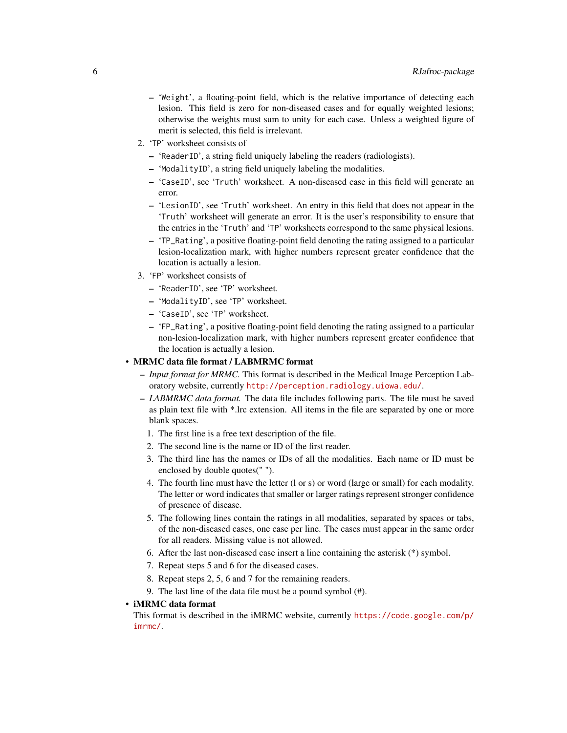- 'Weight', a floating-point field, which is the relative importance of detecting each lesion. This field is zero for non-diseased cases and for equally weighted lesions; otherwise the weights must sum to unity for each case. Unless a weighted figure of merit is selected, this field is irrelevant.

2. 'TP' worksheet consists of
   - 'ReaderID', a string field uniquely labeling the readers (radiologists).
   - 'ModalityID', a string field uniquely labeling the modalities.
   - 'CaseID', see 'Truth' worksheet. A non-diseased case in this field will generate an error.
   - 'LesionID', see 'Truth' worksheet. An entry in this field that does not appear in the 'Truth' worksheet will generate an error. It is the user's responsibility to ensure that the entries in the 'Truth' and 'TP' worksheets correspond to the same physical lesions.
   - 'TP_Rating', a positive floating-point field denoting the rating assigned to a particular lesion-localization mark, with higher numbers represent greater confidence that the location is actually a lesion.
3. 'FP' worksheet consists of
   - 'ReaderID', see 'TP' worksheet.
   - 'ModalityID', see 'TP' worksheet.
   - 'CaseID', see 'TP' worksheet.
   - 'FP_Rating', a positive floating-point field denoting the rating assigned to a particular non-lesion-localization mark, with higher numbers represent greater confidence that the location is actually a lesion.

- **MRMC data file format / LABMRMC format**
  - *Input format for MRMC.* This format is described in the Medical Image Perception Laboratory website, currently http://perception.radiology.uiowa.edu/.
  - *LABMRMC data format.* The data file includes following parts. The file must be saved as plain text file with *.lrc extension. All items in the file are separated by one or more blank spaces.
    1. The first line is a free text description of the file.
    2. The second line is the name or ID of the first reader.
    3. The third line has the names or IDs of all the modalities. Each name or ID must be enclosed by double quotes(" ").
    4. The fourth line must have the letter (l or s) or word (large or small) for each modality. The letter or word indicates that smaller or larger ratings represent stronger confidence of presence of disease.
    5. The following lines contain the ratings in all modalities, separated by spaces or tabs, of the non-diseased cases, one case per line. The cases must appear in the same order for all readers. Missing value is not allowed.
    6. After the last non-diseased case insert a line containing the asterisk (*) symbol.
    7. Repeat steps 5 and 6 for the diseased cases.
    8. Repeat steps 2, 5, 6 and 7 for the remaining readers.
    9. The last line of the data file must be a pound symbol (#).

- **iMRMC data format**
  This format is described in the iMRMC website, currently https://code.google.com/p/imrmc/.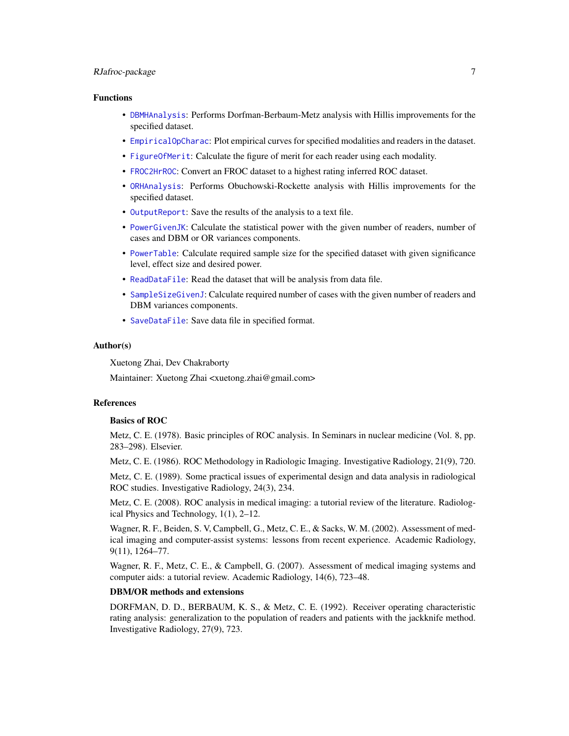### Functions

- `DBMHAnalysis`: Performs Dorfman-Berbaum-Metz analysis with Hillis improvements for the specified dataset.
- `EmpiricalOpCharac`: Plot empirical curves for specified modalities and readers in the dataset.
- `FigureOfMerit`: Calculate the figure of merit for each reader using each modality.
- `FROC2HrROC`: Convert an FROC dataset to a highest rating inferred ROC dataset.
- `ORHAnalysis`: Performs Obuchowski-Rockette analysis with Hillis improvements for the specified dataset.
- `OutputReport`: Save the results of the analysis to a text file.
- `PowerGivenJK`: Calculate the statistical power with the given number of readers, number of cases and DBM or OR variances components.
- `PowerTable`: Calculate required sample size for the specified dataset with given significance level, effect size and desired power.
- `ReadDataFile`: Read the dataset that will be analysis from data file.
- `SampleSizeGivenJ`: Calculate required number of cases with the given number of readers and DBM variances components.
- `SaveDataFile`: Save data file in specified format.

### Author(s)

Xuetong Zhai, Dev Chakraborty

Maintainer: Xuetong Zhai <xuetong.zhai@gmail.com>

### References

**Basics of ROC**

Metz, C. E. (1978). Basic principles of ROC analysis. In Seminars in nuclear medicine (Vol. 8, pp. 283–298). Elsevier.

Metz, C. E. (1986). ROC Methodology in Radiologic Imaging. Investigative Radiology, 21(9), 720.

Metz, C. E. (1989). Some practical issues of experimental design and data analysis in radiological ROC studies. Investigative Radiology, 24(3), 234.

Metz, C. E. (2008). ROC analysis in medical imaging: a tutorial review of the literature. Radiological Physics and Technology, 1(1), 2–12.

Wagner, R. F., Beiden, S. V, Campbell, G., Metz, C. E., & Sacks, W. M. (2002). Assessment of medical imaging and computer-assist systems: lessons from recent experience. Academic Radiology, 9(11), 1264–77.

Wagner, R. F., Metz, C. E., & Campbell, G. (2007). Assessment of medical imaging systems and computer aids: a tutorial review. Academic Radiology, 14(6), 723–48.

**DBM/OR methods and extensions**

DORFMAN, D. D., BERBAUM, K. S., & Metz, C. E. (1992). Receiver operating characteristic rating analysis: generalization to the population of readers and patients with the jackknife method. Investigative Radiology, 27(9), 723.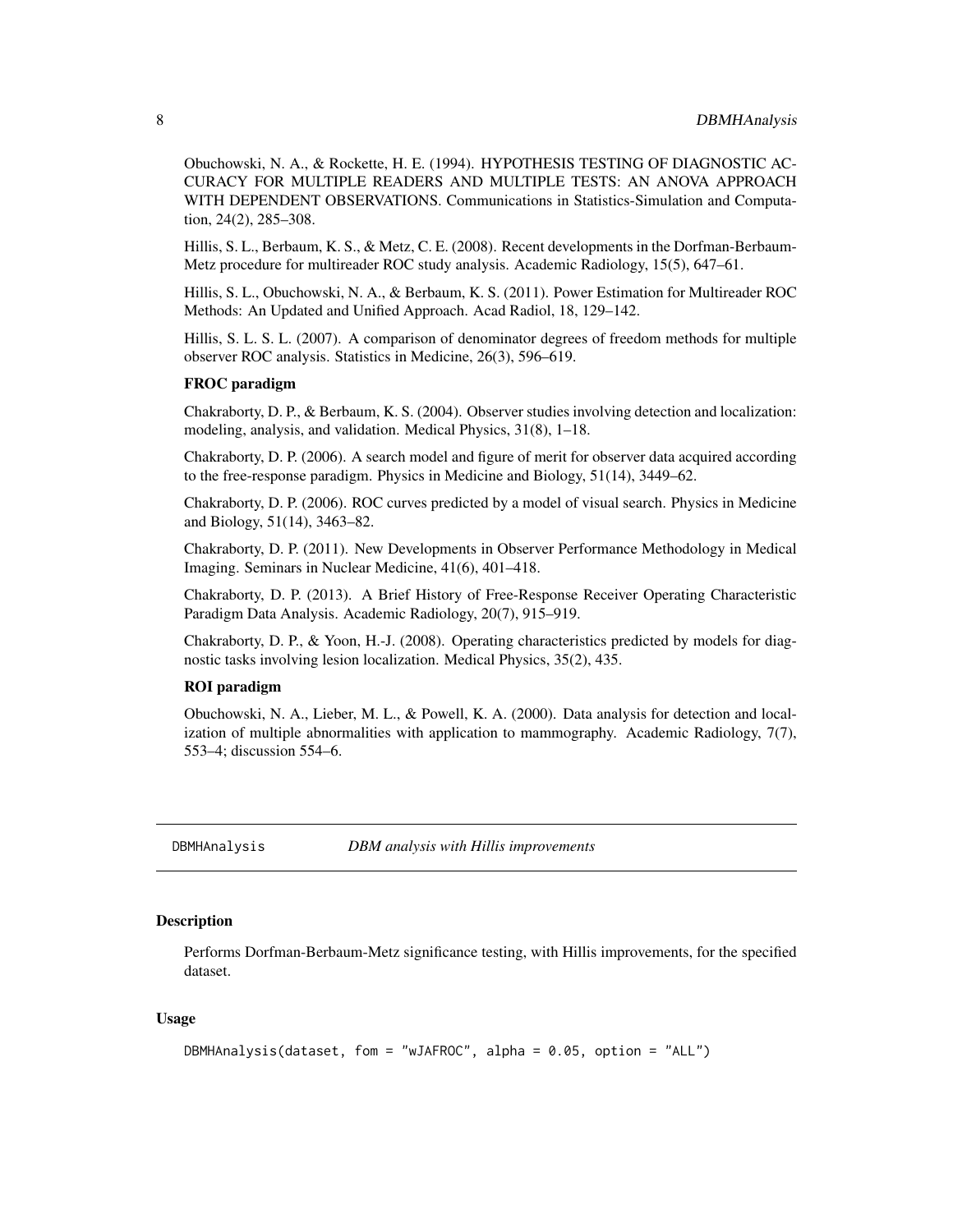Obuchowski, N. A., & Rockette, H. E. (1994). HYPOTHESIS TESTING OF DIAGNOSTIC ACCURACY FOR MULTIPLE READERS AND MULTIPLE TESTS: AN ANOVA APPROACH WITH DEPENDENT OBSERVATIONS. Communications in Statistics-Simulation and Computation, 24(2), 285–308.

Hillis, S. L., Berbaum, K. S., & Metz, C. E. (2008). Recent developments in the Dorfman-Berbaum-Metz procedure for multireader ROC study analysis. Academic Radiology, 15(5), 647–61.

Hillis, S. L., Obuchowski, N. A., & Berbaum, K. S. (2011). Power Estimation for Multireader ROC Methods: An Updated and Unified Approach. Acad Radiol, 18, 129–142.

Hillis, S. L. S. L. (2007). A comparison of denominator degrees of freedom methods for multiple observer ROC analysis. Statistics in Medicine, 26(3), 596–619.

**FROC paradigm**

Chakraborty, D. P., & Berbaum, K. S. (2004). Observer studies involving detection and localization: modeling, analysis, and validation. Medical Physics, 31(8), 1–18.

Chakraborty, D. P. (2006). A search model and figure of merit for observer data acquired according to the free-response paradigm. Physics in Medicine and Biology, 51(14), 3449–62.

Chakraborty, D. P. (2006). ROC curves predicted by a model of visual search. Physics in Medicine and Biology, 51(14), 3463–82.

Chakraborty, D. P. (2011). New Developments in Observer Performance Methodology in Medical Imaging. Seminars in Nuclear Medicine, 41(6), 401–418.

Chakraborty, D. P. (2013). A Brief History of Free-Response Receiver Operating Characteristic Paradigm Data Analysis. Academic Radiology, 20(7), 915–919.

Chakraborty, D. P., & Yoon, H.-J. (2008). Operating characteristics predicted by models for diagnostic tasks involving lesion localization. Medical Physics, 35(2), 435.

**ROI paradigm**

Obuchowski, N. A., Lieber, M. L., & Powell, K. A. (2000). Data analysis for detection and localization of multiple abnormalities with application to mammography. Academic Radiology, 7(7), 553–4; discussion 554–6.

---

## DBMHAnalysis &emsp; *DBM analysis with Hillis improvements*

---

### Description

Performs Dorfman-Berbaum-Metz significance testing, with Hillis improvements, for the specified dataset.

### Usage

```
DBMHAnalysis(dataset, fom = "wJAFROC", alpha = 0.05, option = "ALL")
```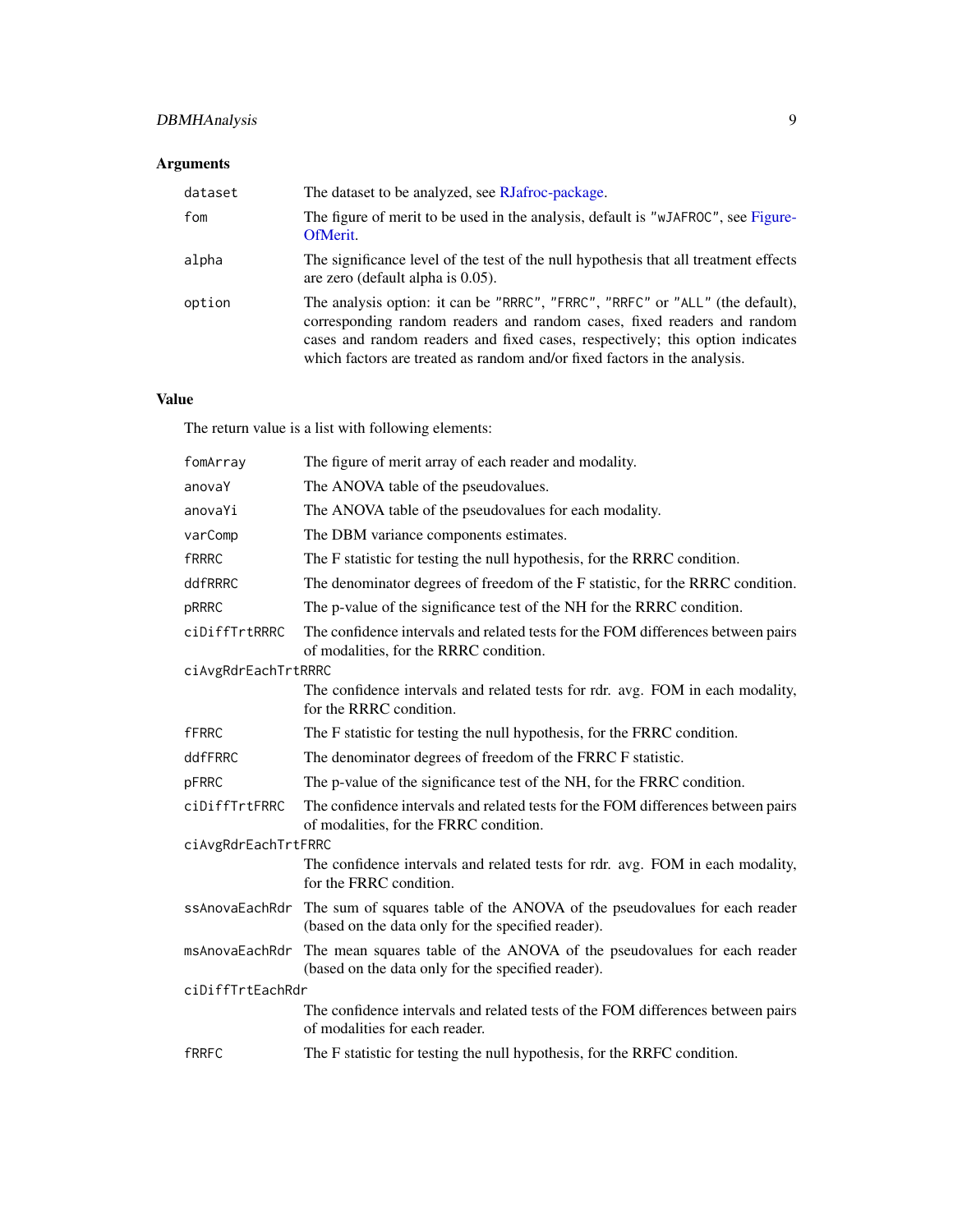## Arguments

| | |
|---|---|
| `dataset` | The dataset to be analyzed, see RJafroc-package. |
| `fom` | The figure of merit to be used in the analysis, default is "wJAFROC", see FigureOfMerit. |
| `alpha` | The significance level of the test of the null hypothesis that all treatment effects are zero (default alpha is 0.05). |
| `option` | The analysis option: it can be "RRRC", "FRRC", "RRFC" or "ALL" (the default), corresponding random readers and random cases, fixed readers and random cases and random readers and fixed cases, respectively; this option indicates which factors are treated as random and/or fixed factors in the analysis. |

## Value

The return value is a list with following elements:

| | |
|---|---|
| `fomArray` | The figure of merit array of each reader and modality. |
| `anovaY` | The ANOVA table of the pseudovalues. |
| `anovaYi` | The ANOVA table of the pseudovalues for each modality. |
| `varComp` | The DBM variance components estimates. |
| `fRRRC` | The F statistic for testing the null hypothesis, for the RRRC condition. |
| `ddfRRRC` | The denominator degrees of freedom of the F statistic, for the RRRC condition. |
| `pRRRC` | The p-value of the significance test of the NH for the RRRC condition. |
| `ciDiffTrtRRRC` | The confidence intervals and related tests for the FOM differences between pairs of modalities, for the RRRC condition. |
| `ciAvgRdrEachTrtRRRC` | The confidence intervals and related tests for rdr. avg. FOM in each modality, for the RRRC condition. |
| `fFRRC` | The F statistic for testing the null hypothesis, for the FRRC condition. |
| `ddfFRRC` | The denominator degrees of freedom of the FRRC F statistic. |
| `pFRRC` | The p-value of the significance test of the NH, for the FRRC condition. |
| `ciDiffTrtFRRC` | The confidence intervals and related tests for the FOM differences between pairs of modalities, for the FRRC condition. |
| `ciAvgRdrEachTrtFRRC` | The confidence intervals and related tests for rdr. avg. FOM in each modality, for the FRRC condition. |
| `ssAnovaEachRdr` | The sum of squares table of the ANOVA of the pseudovalues for each reader (based on the data only for the specified reader). |
| `msAnovaEachRdr` | The mean squares table of the ANOVA of the pseudovalues for each reader (based on the data only for the specified reader). |
| `ciDiffTrtEachRdr` | The confidence intervals and related tests of the FOM differences between pairs of modalities for each reader. |
| `fRRFC` | The F statistic for testing the null hypothesis, for the RRFC condition. |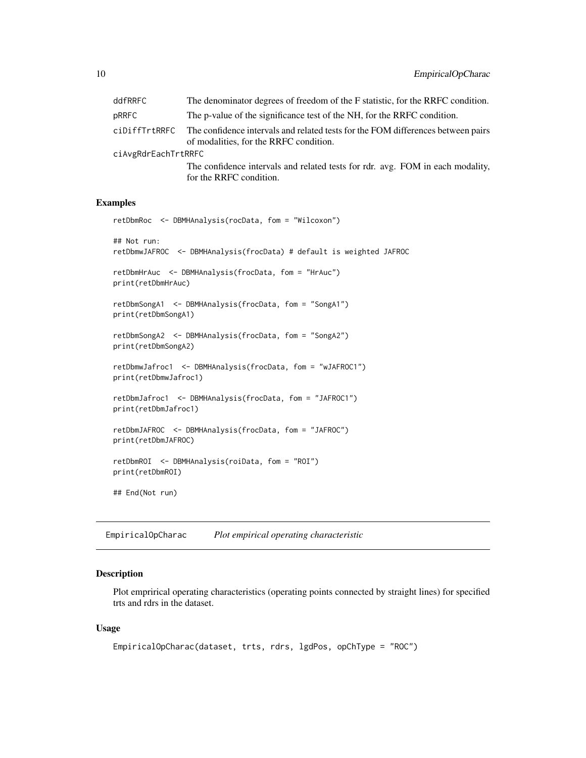| | |
|---|---|
| ddfRRFC | The denominator degrees of freedom of the F statistic, for the RRFC condition. |
| pRRFC | The p-value of the significance test of the NH, for the RRFC condition. |
| ciDiffTrtRRFC | The confidence intervals and related tests for the FOM differences between pairs of modalities, for the RRFC condition. |
| ciAvgRdrEachTrtRRFC | The confidence intervals and related tests for rdr. avg. FOM in each modality, for the RRFC condition. |

## Examples

```
retDbmRoc  <- DBMHAnalysis(rocData, fom = "Wilcoxon")

## Not run:
retDbmwJAFROC  <- DBMHAnalysis(frocData) # default is weighted JAFROC

retDbmHrAuc  <- DBMHAnalysis(frocData, fom = "HrAuc")
print(retDbmHrAuc)

retDbmSongA1  <- DBMHAnalysis(frocData, fom = "SongA1")
print(retDbmSongA1)

retDbmSongA2  <- DBMHAnalysis(frocData, fom = "SongA2")
print(retDbmSongA2)

retDbmwJafroc1  <- DBMHAnalysis(frocData, fom = "wJAFROC1")
print(retDbmwJafroc1)

retDbmJafroc1  <- DBMHAnalysis(frocData, fom = "JAFROC1")
print(retDbmJafroc1)

retDbmJAFROC  <- DBMHAnalysis(frocData, fom = "JAFROC")
print(retDbmJAFROC)

retDbmROI  <- DBMHAnalysis(roiData, fom = "ROI")
print(retDbmROI)

## End(Not run)
```

# EmpiricalOpCharac    *Plot empirical operating characteristic*

## Description

Plot emprirical operating characteristics (operating points connected by straight lines) for specified trts and rdrs in the dataset.

## Usage

```
EmpiricalOpCharac(dataset, trts, rdrs, lgdPos, opChType = "ROC")
```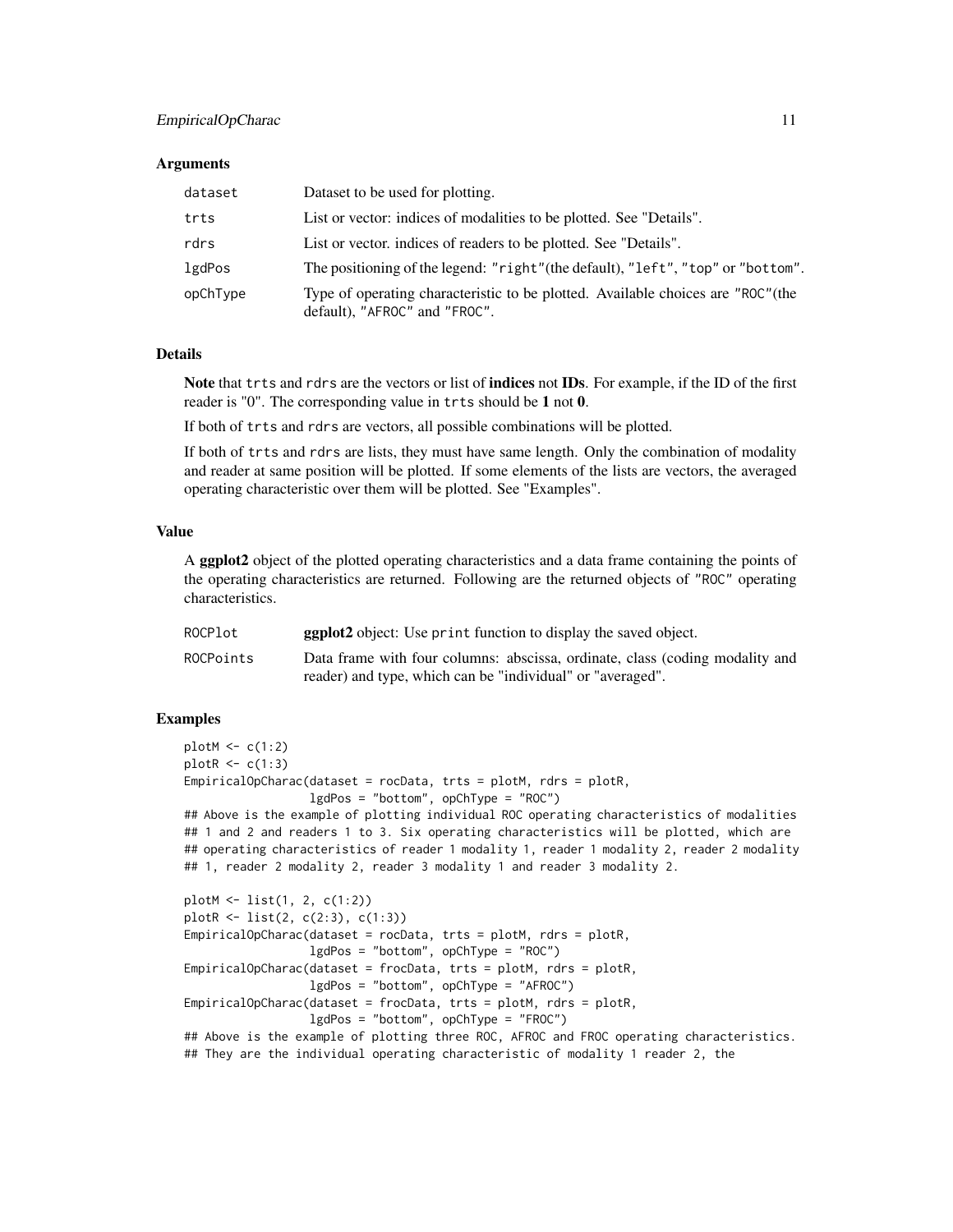### Arguments

| | |
|---|---|
| `dataset` | Dataset to be used for plotting. |
| `trts` | List or vector: indices of modalities to be plotted. See "Details". |
| `rdrs` | List or vector. indices of readers to be plotted. See "Details". |
| `lgdPos` | The positioning of the legend: `"right"`(the default), `"left"`, `"top"` or `"bottom"`. |
| `opChType` | Type of operating characteristic to be plotted. Available choices are `"ROC"`(the default), `"AFROC"` and `"FROC"`. |

### Details

**Note** that `trts` and `rdrs` are the vectors or list of **indices** not **IDs**. For example, if the ID of the first reader is "0". The corresponding value in `trts` should be **1** not **0**.

If both of `trts` and `rdrs` are vectors, all possible combinations will be plotted.

If both of `trts` and `rdrs` are lists, they must have same length. Only the combination of modality and reader at same position will be plotted. If some elements of the lists are vectors, the averaged operating characteristic over them will be plotted. See "Examples".

### Value

A **ggplot2** object of the plotted operating characteristics and a data frame containing the points of the operating characteristics are returned. Following are the returned objects of `"ROC"` operating characteristics.

| | |
|---|---|
| `ROCPlot` | **ggplot2** object: Use `print` function to display the saved object. |
| `ROCPoints` | Data frame with four columns: abscissa, ordinate, class (coding modality and reader) and type, which can be "individual" or "averaged". |

### Examples

```
plotM <- c(1:2)
plotR <- c(1:3)
EmpiricalOpCharac(dataset = rocData, trts = plotM, rdrs = plotR,
                  lgdPos = "bottom", opChType = "ROC")
## Above is the example of plotting individual ROC operating characteristics of modalities
## 1 and 2 and readers 1 to 3. Six operating characteristics will be plotted, which are
## operating characteristics of reader 1 modality 1, reader 1 modality 2, reader 2 modality
## 1, reader 2 modality 2, reader 3 modality 1 and reader 3 modality 2.

plotM <- list(1, 2, c(1:2))
plotR <- list(2, c(2:3), c(1:3))
EmpiricalOpCharac(dataset = rocData, trts = plotM, rdrs = plotR,
                  lgdPos = "bottom", opChType = "ROC")
EmpiricalOpCharac(dataset = frocData, trts = plotM, rdrs = plotR,
                  lgdPos = "bottom", opChType = "AFROC")
EmpiricalOpCharac(dataset = frocData, trts = plotM, rdrs = plotR,
                  lgdPos = "bottom", opChType = "FROC")
## Above is the example of plotting three ROC, AFROC and FROC operating characteristics.
## They are the individual operating characteristic of modality 1 reader 2, the
```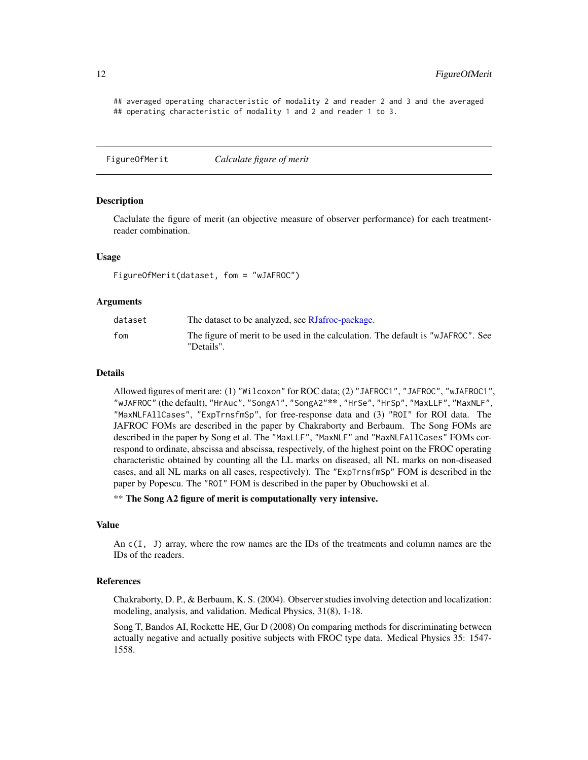```
## averaged operating characteristic of modality 2 and reader 2 and 3 and the averaged
## operating characteristic of modality 1 and 2 and reader 1 to 3.
```

## FigureOfMerit — *Calculate figure of merit*

### Description

Caclulate the figure of merit (an objective measure of observer performance) for each treatment-reader combination.

### Usage

```
FigureOfMerit(dataset, fom = "wJAFROC")
```

### Arguments

| | |
|---|---|
| dataset | The dataset to be analyzed, see RJafroc-package. |
| fom | The figure of merit to be used in the calculation. The default is "wJAFROC". See "Details". |

### Details

Allowed figures of merit are: (1) "Wilcoxon" for ROC data; (2) "JAFROC1", "JAFROC", "wJAFROC1", "wJAFROC" (the default), "HrAuc", "SongA1", "SongA2"** , "HrSe", "HrSp", "MaxLLF", "MaxNLF", "MaxNLFAllCases", "ExpTrnsfmSp", for free-response data and (3) "ROI" for ROI data. The JAFROC FOMs are described in the paper by Chakraborty and Berbaum. The Song FOMs are described in the paper by Song et al. The "MaxLLF", "MaxNLF" and "MaxNLFAllCases" FOMs correspond to ordinate, abscissa and abscissa, respectively, of the highest point on the FROC operating characteristic obtained by counting all the LL marks on diseased, all NL marks on non-diseased cases, and all NL marks on all cases, respectively). The "ExpTrnsfmSp" FOM is described in the paper by Popescu. The "ROI" FOM is described in the paper by Obuchowski et al.

** **The Song A2 figure of merit is computationally very intensive.**

### Value

An c(I, J) array, where the row names are the IDs of the treatments and column names are the IDs of the readers.

### References

Chakraborty, D. P., & Berbaum, K. S. (2004). Observer studies involving detection and localization: modeling, analysis, and validation. Medical Physics, 31(8), 1-18.

Song T, Bandos AI, Rockette HE, Gur D (2008) On comparing methods for discriminating between actually negative and actually positive subjects with FROC type data. Medical Physics 35: 1547-1558.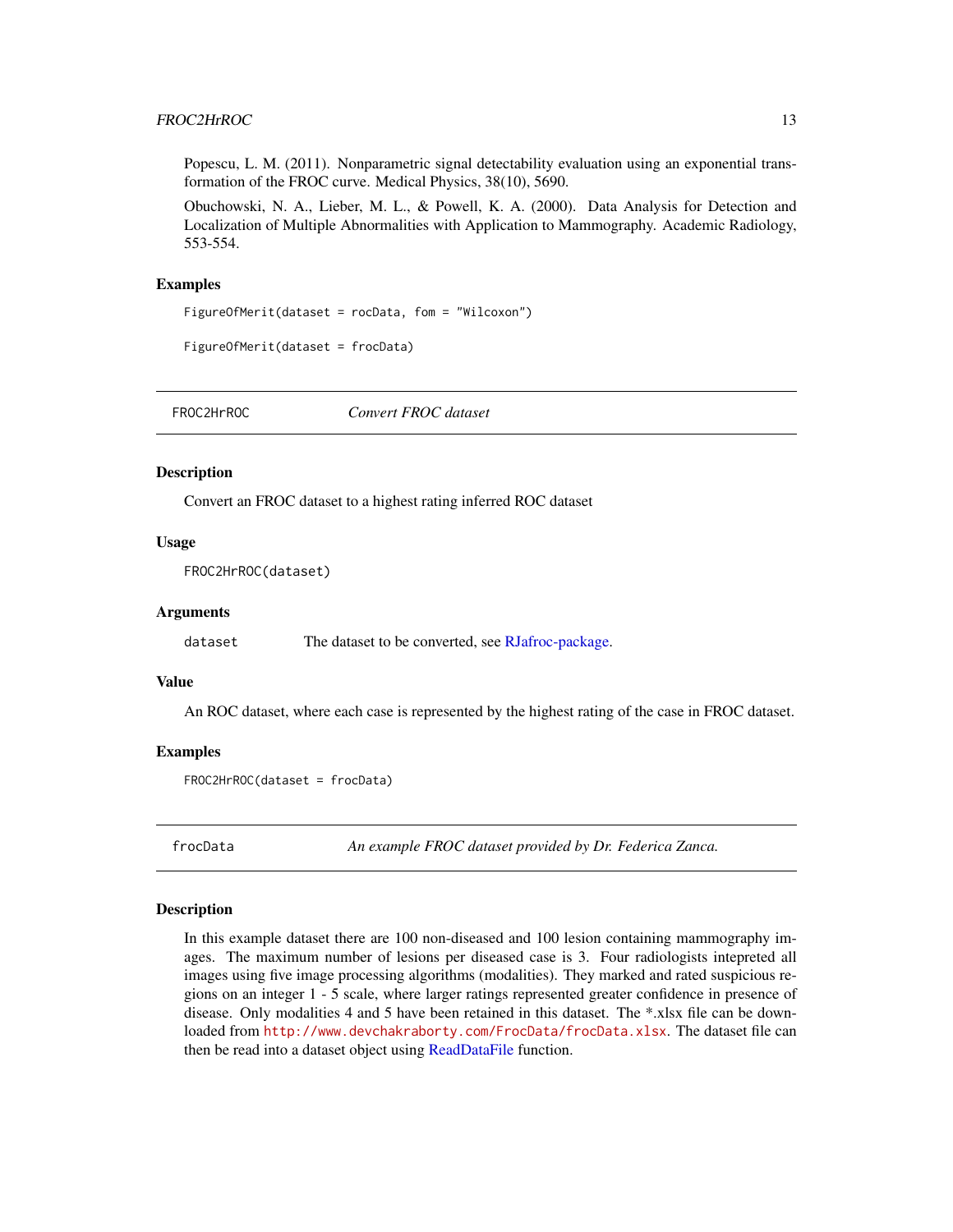Popescu, L. M. (2011). Nonparametric signal detectability evaluation using an exponential transformation of the FROC curve. Medical Physics, 38(10), 5690.

Obuchowski, N. A., Lieber, M. L., & Powell, K. A. (2000). Data Analysis for Detection and Localization of Multiple Abnormalities with Application to Mammography. Academic Radiology, 553-554.

### Examples

```
FigureOfMerit(dataset = rocData, fom = "Wilcoxon")

FigureOfMerit(dataset = frocData)
```

---

## FROC2HrROC *Convert FROC dataset*

### Description

Convert an FROC dataset to a highest rating inferred ROC dataset

### Usage

```
FROC2HrROC(dataset)
```

### Arguments

| | |
|---|---|
| dataset | The dataset to be converted, see RJafroc-package. |

### Value

An ROC dataset, where each case is represented by the highest rating of the case in FROC dataset.

### Examples

```
FROC2HrROC(dataset = frocData)
```

---

## frocData *An example FROC dataset provided by Dr. Federica Zanca.*

### Description

In this example dataset there are 100 non-diseased and 100 lesion containing mammography images. The maximum number of lesions per diseased case is 3. Four radiologists intepreted all images using five image processing algorithms (modalities). They marked and rated suspicious regions on an integer 1 - 5 scale, where larger ratings represented greater confidence in presence of disease. Only modalities 4 and 5 have been retained in this dataset. The *.xlsx file can be downloaded from http://www.devchakraborty.com/FrocData/frocData.xlsx. The dataset file can then be read into a dataset object using ReadDataFile function.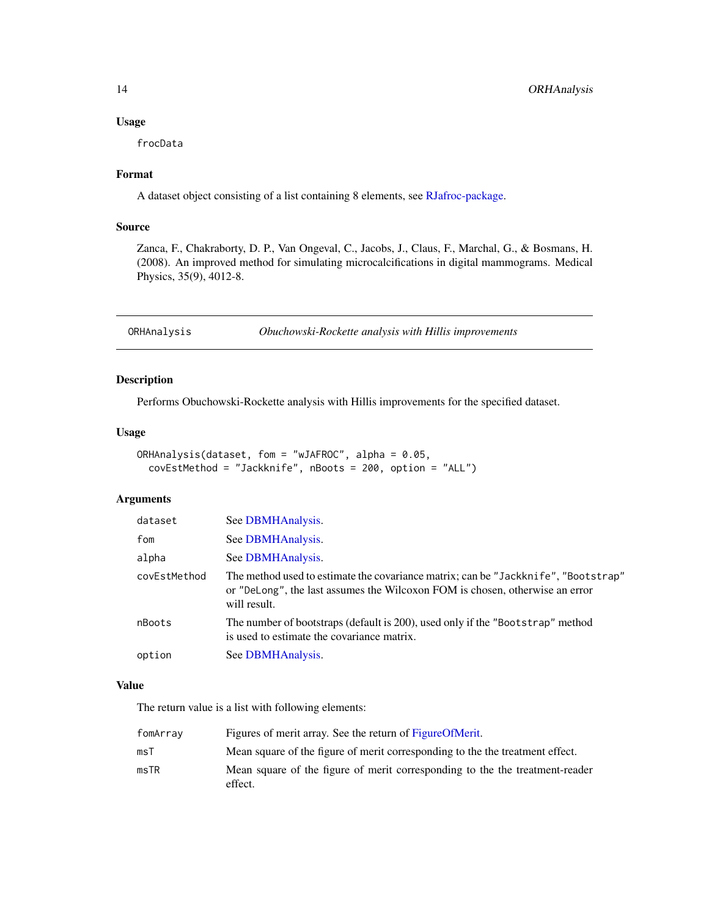### Usage

```
frocData
```

### Format

A dataset object consisting of a list containing 8 elements, see RJafroc-package.

### Source

Zanca, F., Chakraborty, D. P., Van Ongeval, C., Jacobs, J., Claus, F., Marchal, G., & Bosmans, H. (2008). An improved method for simulating microcalcifications in digital mammograms. Medical Physics, 35(9), 4012-8.

---

## ORHAnalysis — *Obuchowski-Rockette analysis with Hillis improvements*

### Description

Performs Obuchowski-Rockette analysis with Hillis improvements for the specified dataset.

### Usage

```
ORHAnalysis(dataset, fom = "wJAFROC", alpha = 0.05,
  covEstMethod = "Jackknife", nBoots = 200, option = "ALL")
```

### Arguments

| | |
|---|---|
| `dataset` | See DBMHAnalysis. |
| `fom` | See DBMHAnalysis. |
| `alpha` | See DBMHAnalysis. |
| `covEstMethod` | The method used to estimate the covariance matrix; can be `"Jackknife"`, `"Bootstrap"` or `"DeLong"`, the last assumes the Wilcoxon FOM is chosen, otherwise an error will result. |
| `nBoots` | The number of bootstraps (default is 200), used only if the `"Bootstrap"` method is used to estimate the covariance matrix. |
| `option` | See DBMHAnalysis. |

### Value

The return value is a list with following elements:

| | |
|---|---|
| `fomArray` | Figures of merit array. See the return of FigureOfMerit. |
| `msT` | Mean square of the figure of merit corresponding to the the treatment effect. |
| `msTR` | Mean square of the figure of merit corresponding to the the treatment-reader effect. |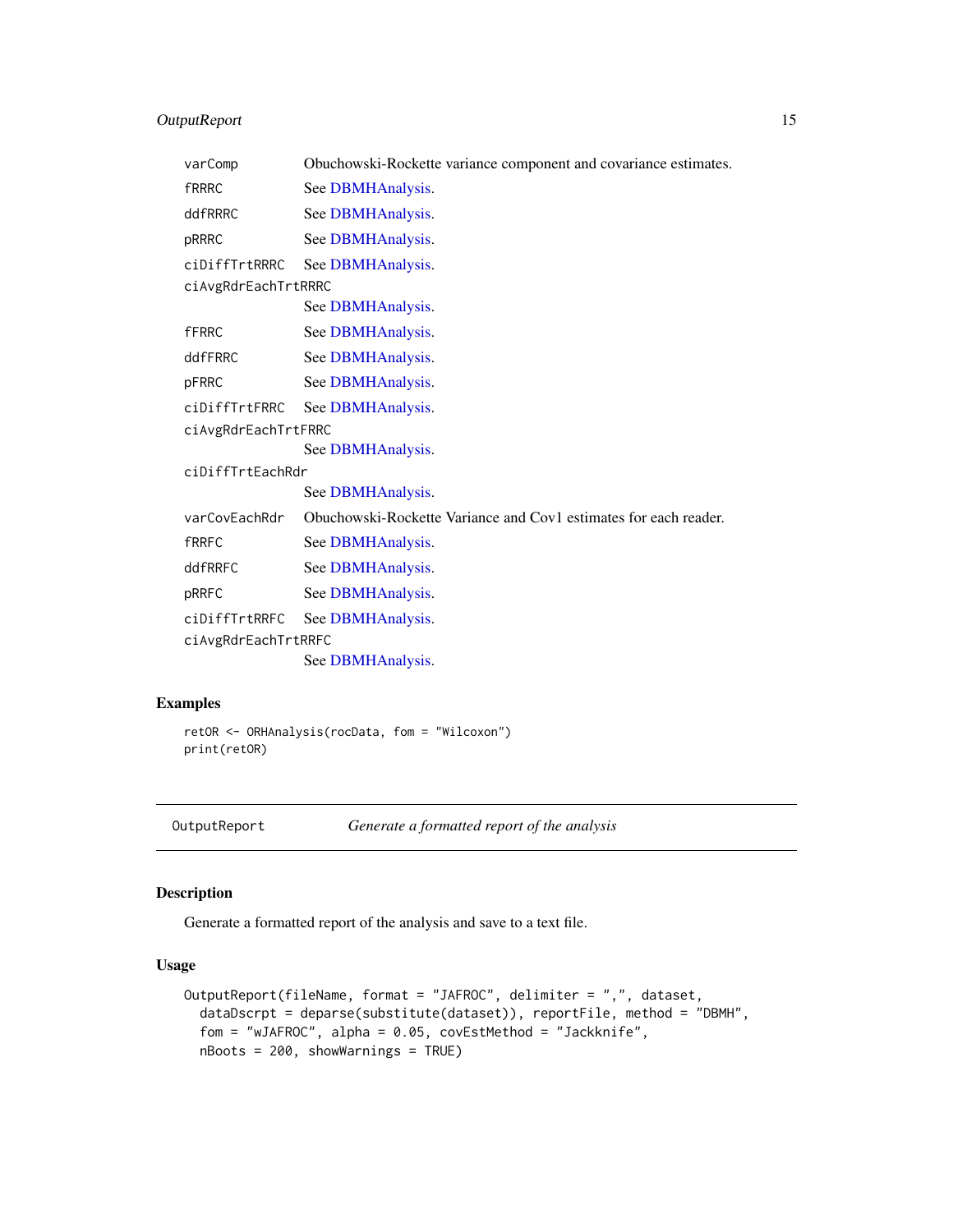| | |
|---|---|
| `varComp` | Obuchowski-Rockette variance component and covariance estimates. |
| `fRRRC` | See DBMHAnalysis. |
| `ddfRRRC` | See DBMHAnalysis. |
| `pRRRC` | See DBMHAnalysis. |
| `ciDiffTrtRRRC` | See DBMHAnalysis. |
| `ciAvgRdrEachTrtRRRC` | See DBMHAnalysis. |
| `fFRRC` | See DBMHAnalysis. |
| `ddfFRRC` | See DBMHAnalysis. |
| `pFRRC` | See DBMHAnalysis. |
| `ciDiffTrtFRRC` | See DBMHAnalysis. |
| `ciAvgRdrEachTrtFRRC` | See DBMHAnalysis. |
| `ciDiffTrtEachRdr` | See DBMHAnalysis. |
| `varCovEachRdr` | Obuchowski-Rockette Variance and Cov1 estimates for each reader. |
| `fRRFC` | See DBMHAnalysis. |
| `ddfRRFC` | See DBMHAnalysis. |
| `pRRFC` | See DBMHAnalysis. |
| `ciDiffTrtRRFC` | See DBMHAnalysis. |
| `ciAvgRdrEachTrtRRFC` | See DBMHAnalysis. |

### Examples

```
retOR <- ORHAnalysis(rocData, fom = "Wilcoxon")
print(retOR)
```

---

## OutputReport — *Generate a formatted report of the analysis*

### Description

Generate a formatted report of the analysis and save to a text file.

### Usage

```
OutputReport(fileName, format = "JAFROC", delimiter = ",", dataset,
  dataDscrpt = deparse(substitute(dataset)), reportFile, method = "DBMH",
  fom = "wJAFROC", alpha = 0.05, covEstMethod = "Jackknife",
  nBoots = 200, showWarnings = TRUE)
```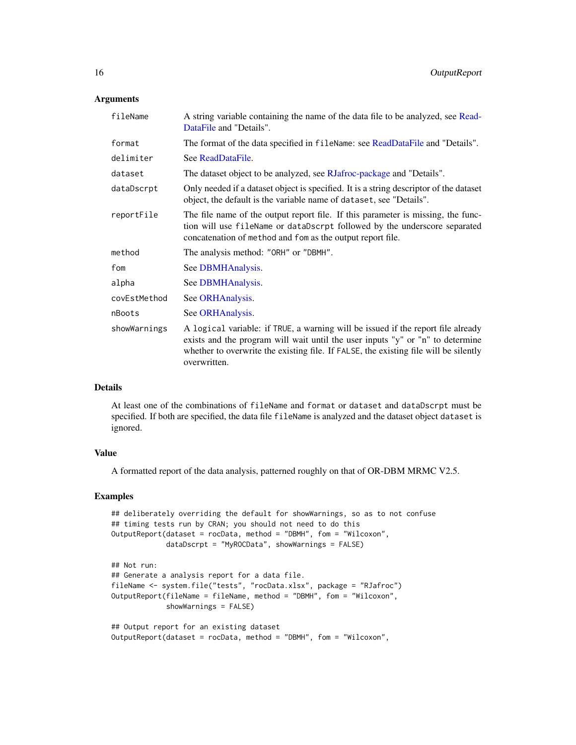## Arguments

| | |
|---|---|
| `fileName` | A string variable containing the name of the data file to be analyzed, see ReadDataFile and "Details". |
| `format` | The format of the data specified in `fileName`: see ReadDataFile and "Details". |
| `delimiter` | See ReadDataFile. |
| `dataset` | The dataset object to be analyzed, see RJafroc-package and "Details". |
| `dataDscrpt` | Only needed if a dataset object is specified. It is a string descriptor of the dataset object, the default is the variable name of `dataset`, see "Details". |
| `reportFile` | The file name of the output report file. If this parameter is missing, the function will use `fileName` or `dataDscrpt` followed by the underscore separated concatenation of `method` and `fom` as the output report file. |
| `method` | The analysis method: `"ORH"` or `"DBMH"`. |
| `fom` | See DBMHAnalysis. |
| `alpha` | See DBMHAnalysis. |
| `covEstMethod` | See ORHAnalysis. |
| `nBoots` | See ORHAnalysis. |
| `showWarnings` | A `logical` variable: if `TRUE`, a warning will be issued if the report file already exists and the program will wait until the user inputs "y" or "n" to determine whether to overwrite the existing file. If `FALSE`, the existing file will be silently overwritten. |

## Details

At least one of the combinations of `fileName` and `format` or `dataset` and `dataDscrpt` must be specified. If both are specified, the data file `fileName` is analyzed and the dataset object `dataset` is ignored.

## Value

A formatted report of the data analysis, patterned roughly on that of OR-DBM MRMC V2.5.

## Examples

```
## deliberately overriding the default for showWarnings, so as to not confuse
## timing tests run by CRAN; you should not need to do this
OutputReport(dataset = rocData, method = "DBMH", fom = "Wilcoxon",
             dataDscrpt = "MyROCData", showWarnings = FALSE)

## Not run:
## Generate a analysis report for a data file.
fileName <- system.file("tests", "rocData.xlsx", package = "RJafroc")
OutputReport(fileName = fileName, method = "DBMH", fom = "Wilcoxon",
             showWarnings = FALSE)

## Output report for an existing dataset
OutputReport(dataset = rocData, method = "DBMH", fom = "Wilcoxon",
```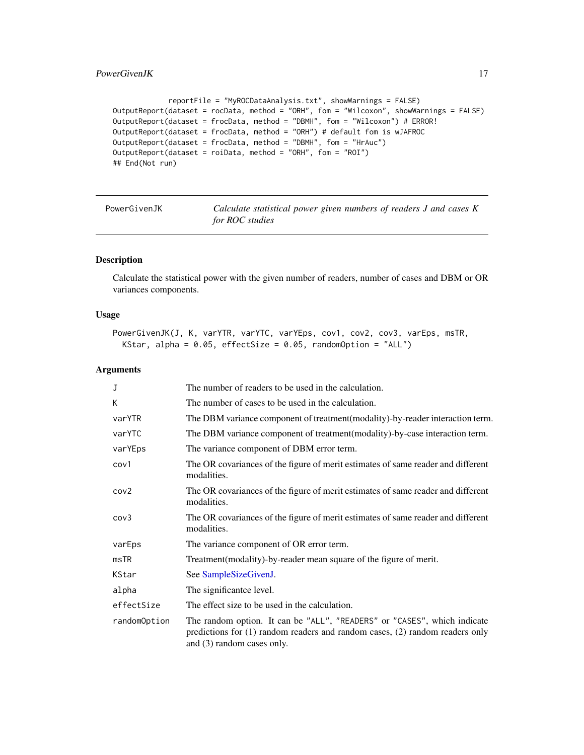```
            reportFile = "MyROCDataAnalysis.txt", showWarnings = FALSE)
OutputReport(dataset = rocData, method = "ORH", fom = "Wilcoxon", showWarnings = FALSE)
OutputReport(dataset = frocData, method = "DBMH", fom = "Wilcoxon") # ERROR!
OutputReport(dataset = frocData, method = "ORH") # default fom is wJAFROC
OutputReport(dataset = frocData, method = "DBMH", fom = "HrAuc")
OutputReport(dataset = roiData, method = "ORH", fom = "ROI")
## End(Not run)
```

---

## PowerGivenJK — *Calculate statistical power given numbers of readers J and cases K for ROC studies*

### Description

Calculate the statistical power with the given number of readers, number of cases and DBM or OR variances components.

### Usage

```
PowerGivenJK(J, K, varYTR, varYTC, varYEps, cov1, cov2, cov3, varEps, msTR,
  KStar, alpha = 0.05, effectSize = 0.05, randomOption = "ALL")
```

### Arguments

| | |
|---|---|
| J | The number of readers to be used in the calculation. |
| K | The number of cases to be used in the calculation. |
| varYTR | The DBM variance component of treatment(modality)-by-reader interaction term. |
| varYTC | The DBM variance component of treatment(modality)-by-case interaction term. |
| varYEps | The variance component of DBM error term. |
| cov1 | The OR covariances of the figure of merit estimates of same reader and different modalities. |
| cov2 | The OR covariances of the figure of merit estimates of same reader and different modalities. |
| cov3 | The OR covariances of the figure of merit estimates of same reader and different modalities. |
| varEps | The variance component of OR error term. |
| msTR | Treatment(modality)-by-reader mean square of the figure of merit. |
| KStar | See SampleSizeGivenJ. |
| alpha | The significantce level. |
| effectSize | The effect size to be used in the calculation. |
| randomOption | The random option. It can be "ALL", "READERS" or "CASES", which indicate predictions for (1) random readers and random cases, (2) random readers only and (3) random cases only. |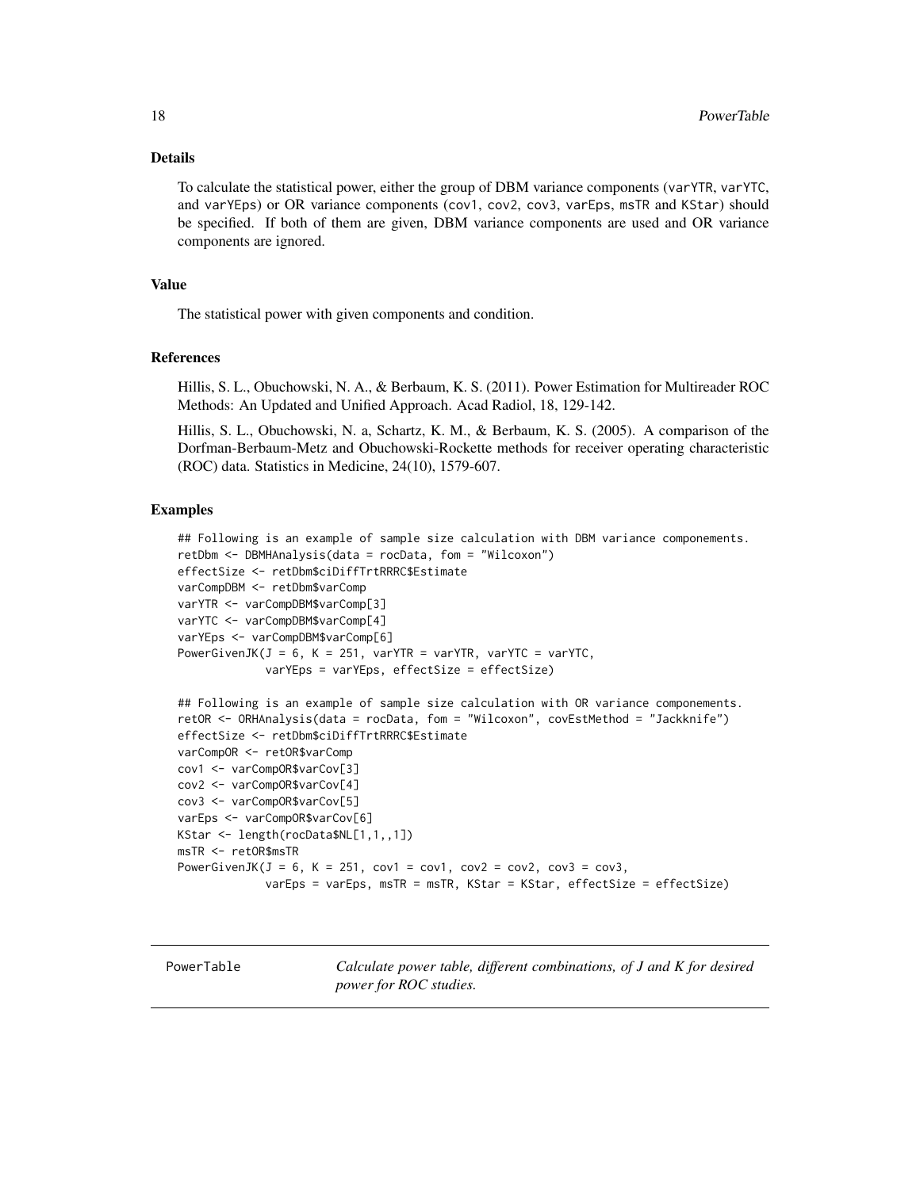### Details

To calculate the statistical power, either the group of DBM variance components (`varYTR`, `varYTC`, and `varYEps`) or OR variance components (`cov1`, `cov2`, `cov3`, `varEps`, `msTR` and `KStar`) should be specified. If both of them are given, DBM variance components are used and OR variance components are ignored.

### Value

The statistical power with given components and condition.

### References

Hillis, S. L., Obuchowski, N. A., & Berbaum, K. S. (2011). Power Estimation for Multireader ROC Methods: An Updated and Unified Approach. Acad Radiol, 18, 129-142.

Hillis, S. L., Obuchowski, N. a, Schartz, K. M., & Berbaum, K. S. (2005). A comparison of the Dorfman-Berbaum-Metz and Obuchowski-Rockette methods for receiver operating characteristic (ROC) data. Statistics in Medicine, 24(10), 1579-607.

### Examples

```
## Following is an example of sample size calculation with DBM variance componements.
retDbm <- DBMHAnalysis(data = rocData, fom = "Wilcoxon")
effectSize <- retDbm$ciDiffTrtRRRC$Estimate
varCompDBM <- retDbm$varComp
varYTR <- varCompDBM$varComp[3]
varYTC <- varCompDBM$varComp[4]
varYEps <- varCompDBM$varComp[6]
PowerGivenJK(J = 6, K = 251, varYTR = varYTR, varYTC = varYTC,
             varYEps = varYEps, effectSize = effectSize)

## Following is an example of sample size calculation with OR variance componements.
retOR <- ORHAnalysis(data = rocData, fom = "Wilcoxon", covEstMethod = "Jackknife")
effectSize <- retDbm$ciDiffTrtRRRC$Estimate
varCompOR <- retOR$varComp
cov1 <- varCompOR$varCov[3]
cov2 <- varCompOR$varCov[4]
cov3 <- varCompOR$varCov[5]
varEps <- varCompOR$varCov[6]
KStar <- length(rocData$NL[1,1,,1])
msTR <- retOR$msTR
PowerGivenJK(J = 6, K = 251, cov1 = cov1, cov2 = cov2, cov3 = cov3,
             varEps = varEps, msTR = msTR, KStar = KStar, effectSize = effectSize)
```

---

## PowerTable — *Calculate power table, different combinations, of J and K for desired power for ROC studies.*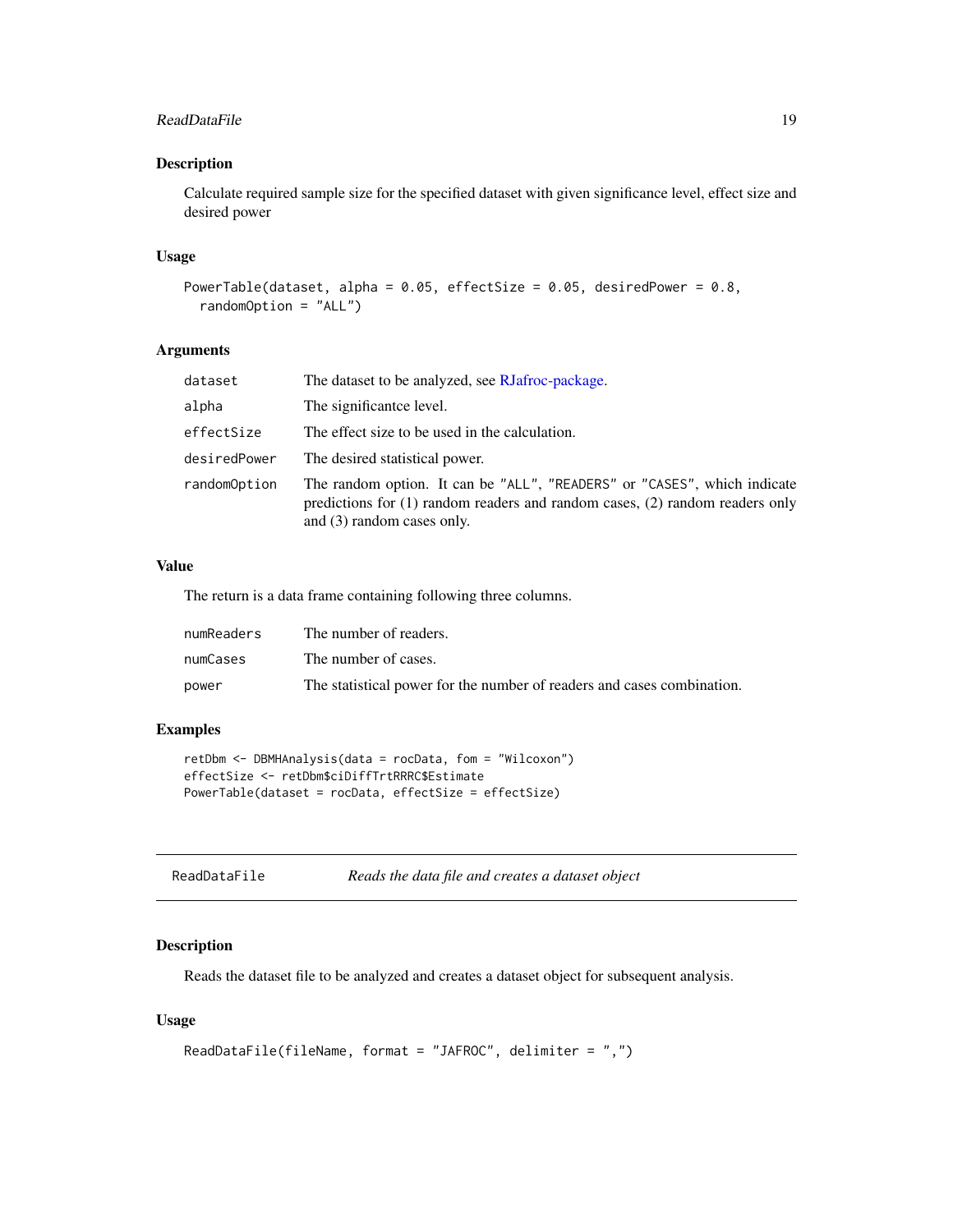### Description

Calculate required sample size for the specified dataset with given significance level, effect size and desired power

### Usage

```
PowerTable(dataset, alpha = 0.05, effectSize = 0.05, desiredPower = 0.8,
  randomOption = "ALL")
```

### Arguments

| | |
|---|---|
| `dataset` | The dataset to be analyzed, see RJafroc-package. |
| `alpha` | The significantce level. |
| `effectSize` | The effect size to be used in the calculation. |
| `desiredPower` | The desired statistical power. |
| `randomOption` | The random option. It can be `"ALL"`, `"READERS"` or `"CASES"`, which indicate predictions for (1) random readers and random cases, (2) random readers only and (3) random cases only. |

### Value

The return is a data frame containing following three columns.

| | |
|---|---|
| `numReaders` | The number of readers. |
| `numCases` | The number of cases. |
| `power` | The statistical power for the number of readers and cases combination. |

### Examples

```
retDbm <- DBMHAnalysis(data = rocData, fom = "Wilcoxon")
effectSize <- retDbm$ciDiffTrtRRRC$Estimate
PowerTable(dataset = rocData, effectSize = effectSize)
```

---

## ReadDataFile — *Reads the data file and creates a dataset object*

---

### Description

Reads the dataset file to be analyzed and creates a dataset object for subsequent analysis.

### Usage

```
ReadDataFile(fileName, format = "JAFROC", delimiter = ",")
```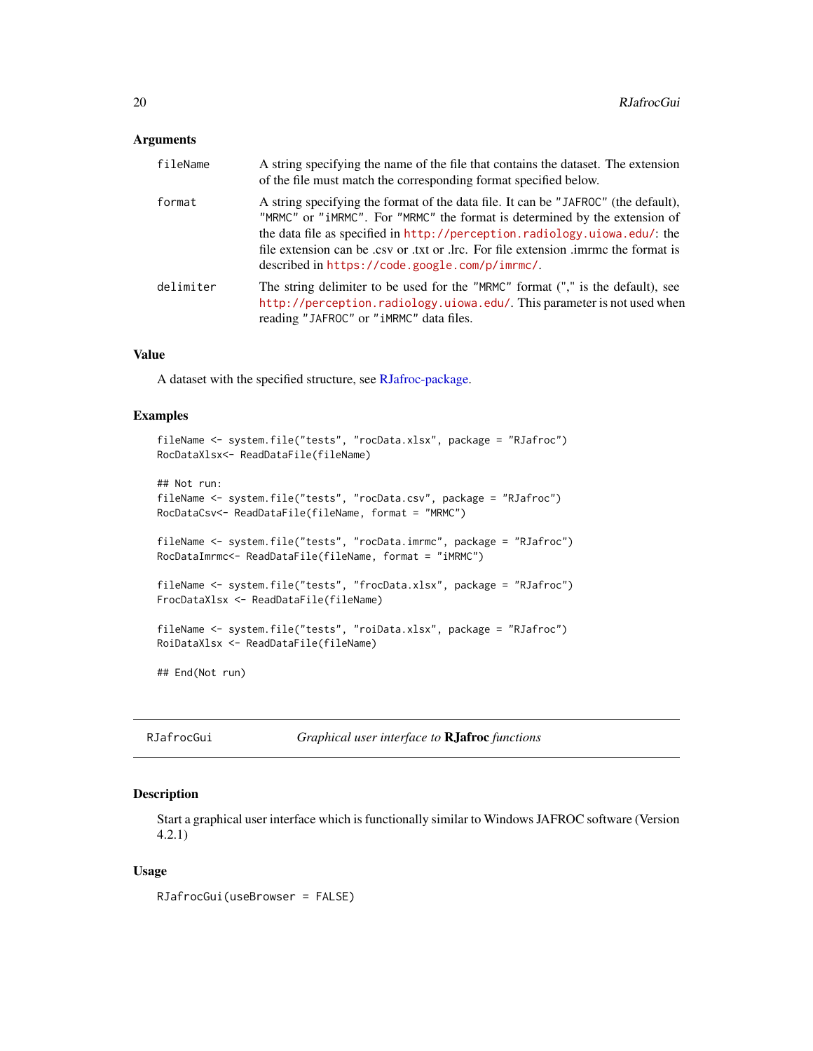### Arguments

| | |
|---|---|
| fileName | A string specifying the name of the file that contains the dataset. The extension of the file must match the corresponding format specified below. |
| format | A string specifying the format of the data file. It can be "JAFROC" (the default), "MRMC" or "iMRMC". For "MRMC" the format is determined by the extension of the data file as specified in http://perception.radiology.uiowa.edu/: the file extension can be .csv or .txt or .lrc. For file extension .imrmc the format is described in https://code.google.com/p/imrmc/. |
| delimiter | The string delimiter to be used for the "MRMC" format ("," is the default), see http://perception.radiology.uiowa.edu/. This parameter is not used when reading "JAFROC" or "iMRMC" data files. |

### Value

A dataset with the specified structure, see RJafroc-package.

### Examples

```
fileName <- system.file("tests", "rocData.xlsx", package = "RJafroc")
RocDataXlsx<- ReadDataFile(fileName)

## Not run:
fileName <- system.file("tests", "rocData.csv", package = "RJafroc")
RocDataCsv<- ReadDataFile(fileName, format = "MRMC")

fileName <- system.file("tests", "rocData.imrmc", package = "RJafroc")
RocDataImrmc<- ReadDataFile(fileName, format = "iMRMC")

fileName <- system.file("tests", "frocData.xlsx", package = "RJafroc")
FrocDataXlsx <- ReadDataFile(fileName)

fileName <- system.file("tests", "roiData.xlsx", package = "RJafroc")
RoiDataXlsx <- ReadDataFile(fileName)

## End(Not run)
```

## RJafrocGui — *Graphical user interface to* **RJafroc** *functions*

### Description

Start a graphical user interface which is functionally similar to Windows JAFROC software (Version 4.2.1)

### Usage

```
RJafrocGui(useBrowser = FALSE)
```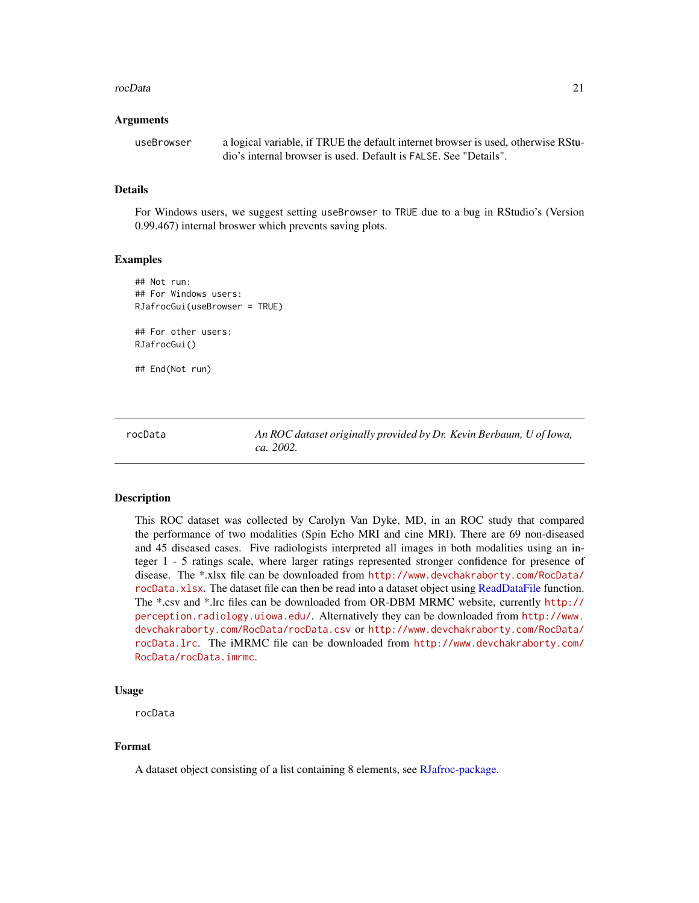### Arguments

| | |
|---|---|
| useBrowser | a logical variable, if TRUE the default internet browser is used, otherwise RStudio's internal browser is used. Default is FALSE. See "Details". |

### Details

For Windows users, we suggest setting useBrowser to TRUE due to a bug in RStudio's (Version 0.99.467) internal broswer which prevents saving plots.

### Examples

```
## Not run:
## For Windows users:
RJafrocGui(useBrowser = TRUE)

## For other users:
RJafrocGui()

## End(Not run)
```

---

## rocData — *An ROC dataset originally provided by Dr. Kevin Berbaum, U of Iowa, ca. 2002.*

---

### Description

This ROC dataset was collected by Carolyn Van Dyke, MD, in an ROC study that compared the performance of two modalities (Spin Echo MRI and cine MRI). There are 69 non-diseased and 45 diseased cases. Five radiologists interpreted all images in both modalities using an integer 1 - 5 ratings scale, where larger ratings represented stronger confidence for presence of disease. The *.xlsx file can be downloaded from http://www.devchakraborty.com/RocData/rocData.xlsx. The dataset file can then be read into a dataset object using ReadDataFile function. The *.csv and *.lrc files can be downloaded from OR-DBM MRMC website, currently http://perception.radiology.uiowa.edu/. Alternatively they can be downloaded from http://www.devchakraborty.com/RocData/rocData.csv or http://www.devchakraborty.com/RocData/rocData.lrc. The iMRMC file can be downloaded from http://www.devchakraborty.com/RocData/rocData.imrmc.

### Usage

```
rocData
```

### Format

A dataset object consisting of a list containing 8 elements, see RJafroc-package.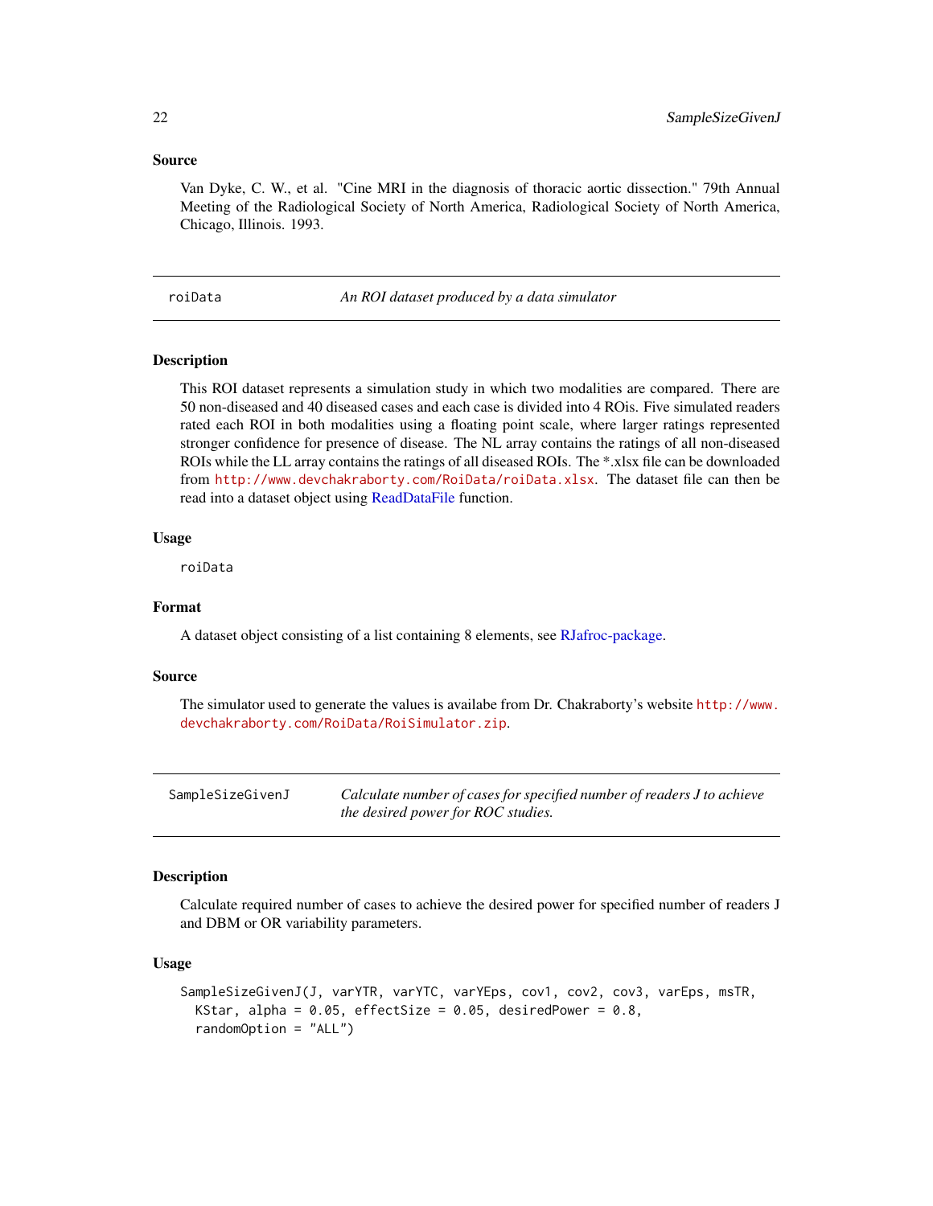### Source

Van Dyke, C. W., et al. "Cine MRI in the diagnosis of thoracic aortic dissection." 79th Annual Meeting of the Radiological Society of North America, Radiological Society of North America, Chicago, Illinois. 1993.

---

## roiData — *An ROI dataset produced by a data simulator*

### Description

This ROI dataset represents a simulation study in which two modalities are compared. There are 50 non-diseased and 40 diseased cases and each case is divided into 4 ROIs. Five simulated readers rated each ROI in both modalities using a floating point scale, where larger ratings represented stronger confidence for presence of disease. The NL array contains the ratings of all non-diseased ROIs while the LL array contains the ratings of all diseased ROIs. The *.xlsx file can be downloaded from http://www.devchakraborty.com/RoiData/roiData.xlsx. The dataset file can then be read into a dataset object using ReadDataFile function.

### Usage

```
roiData
```

### Format

A dataset object consisting of a list containing 8 elements, see RJafroc-package.

### Source

The simulator used to generate the values is availabe from Dr. Chakraborty's website http://www.devchakraborty.com/RoiData/RoiSimulator.zip.

---

## SampleSizeGivenJ — *Calculate number of cases for specified number of readers J to achieve the desired power for ROC studies.*

### Description

Calculate required number of cases to achieve the desired power for specified number of readers J and DBM or OR variability parameters.

### Usage

```
SampleSizeGivenJ(J, varYTR, varYTC, varYEps, cov1, cov2, cov3, varEps, msTR,
  KStar, alpha = 0.05, effectSize = 0.05, desiredPower = 0.8,
  randomOption = "ALL")
```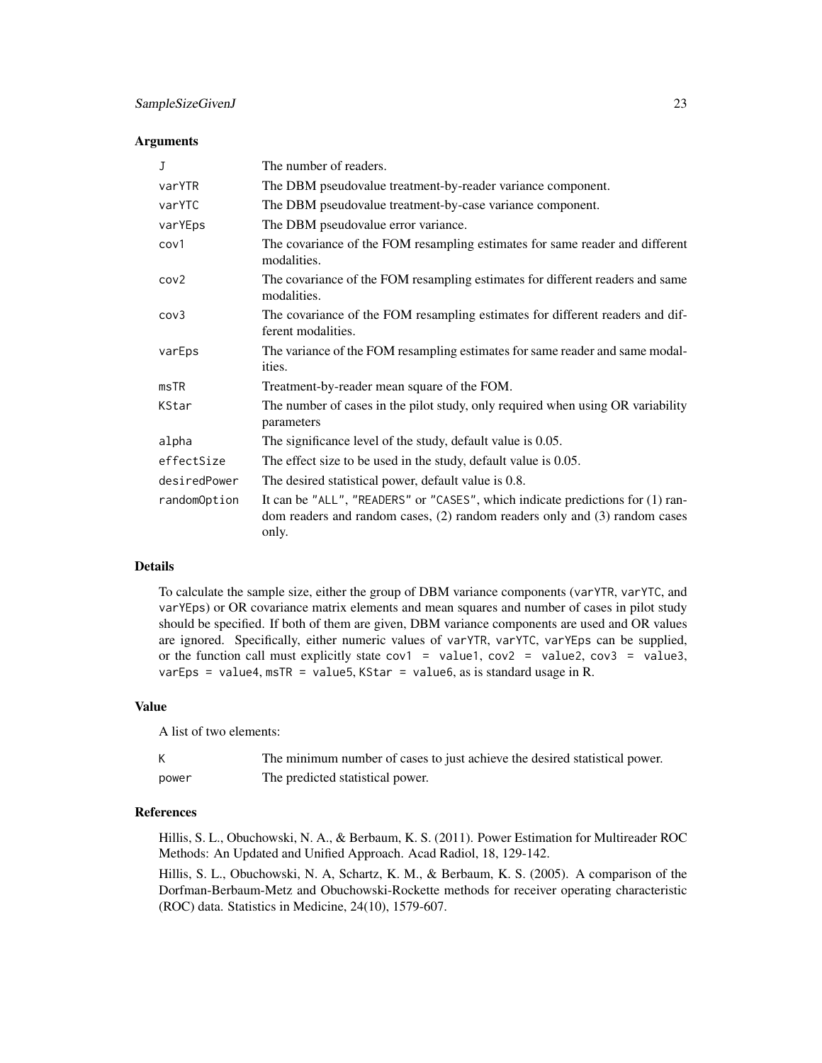## Arguments

| | |
|---|---|
| `J` | The number of readers. |
| `varYTR` | The DBM pseudovalue treatment-by-reader variance component. |
| `varYTC` | The DBM pseudovalue treatment-by-case variance component. |
| `varYEps` | The DBM pseudovalue error variance. |
| `cov1` | The covariance of the FOM resampling estimates for same reader and different modalities. |
| `cov2` | The covariance of the FOM resampling estimates for different readers and same modalities. |
| `cov3` | The covariance of the FOM resampling estimates for different readers and different modalities. |
| `varEps` | The variance of the FOM resampling estimates for same reader and same modalities. |
| `msTR` | Treatment-by-reader mean square of the FOM. |
| `KStar` | The number of cases in the pilot study, only required when using OR variability parameters |
| `alpha` | The significance level of the study, default value is 0.05. |
| `effectSize` | The effect size to be used in the study, default value is 0.05. |
| `desiredPower` | The desired statistical power, default value is 0.8. |
| `randomOption` | It can be `"ALL"`, `"READERS"` or `"CASES"`, which indicate predictions for (1) random readers and random cases, (2) random readers only and (3) random cases only. |

## Details

To calculate the sample size, either the group of DBM variance components (`varYTR`, `varYTC`, and `varYEps`) or OR covariance matrix elements and mean squares and number of cases in pilot study should be specified. If both of them are given, DBM variance components are used and OR values are ignored. Specifically, either numeric values of `varYTR`, `varYTC`, `varYEps` can be supplied, or the function call must explicitly state `cov1 = value1`, `cov2 = value2`, `cov3 = value3`, `varEps = value4`, `msTR = value5`, `KStar = value6`, as is standard usage in R.

## Value

A list of two elements:

| | |
|---|---|
| `K` | The minimum number of cases to just achieve the desired statistical power. |
| `power` | The predicted statistical power. |

## References

Hillis, S. L., Obuchowski, N. A., & Berbaum, K. S. (2011). Power Estimation for Multireader ROC Methods: An Updated and Unified Approach. Acad Radiol, 18, 129-142.

Hillis, S. L., Obuchowski, N. A, Schartz, K. M., & Berbaum, K. S. (2005). A comparison of the Dorfman-Berbaum-Metz and Obuchowski-Rockette methods for receiver operating characteristic (ROC) data. Statistics in Medicine, 24(10), 1579-607.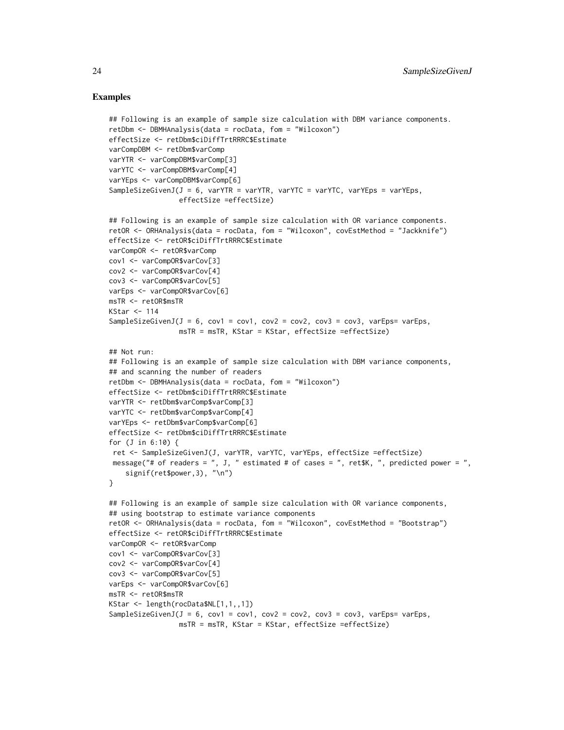## Examples

```
## Following is an example of sample size calculation with DBM variance components.
retDbm <- DBMHAnalysis(data = rocData, fom = "Wilcoxon")
effectSize <- retDbm$ciDiffTrtRRRC$Estimate
varCompDBM <- retDbm$varComp
varYTR <- varCompDBM$varComp[3]
varYTC <- varCompDBM$varComp[4]
varYEps <- varCompDBM$varComp[6]
SampleSizeGivenJ(J = 6, varYTR = varYTR, varYTC = varYTC, varYEps = varYEps,
                 effectSize =effectSize)

## Following is an example of sample size calculation with OR variance components.
retOR <- ORHAnalysis(data = rocData, fom = "Wilcoxon", covEstMethod = "Jackknife")
effectSize <- retOR$ciDiffTrtRRRC$Estimate
varCompOR <- retOR$varComp
cov1 <- varCompOR$varCov[3]
cov2 <- varCompOR$varCov[4]
cov3 <- varCompOR$varCov[5]
varEps <- varCompOR$varCov[6]
msTR <- retOR$msTR
KStar <- 114
SampleSizeGivenJ(J = 6, cov1 = cov1, cov2 = cov2, cov3 = cov3, varEps= varEps,
                 msTR = msTR, KStar = KStar, effectSize =effectSize)

## Not run:
## Following is an example of sample size calculation with DBM variance components,
## and scanning the number of readers
retDbm <- DBMHAnalysis(data = rocData, fom = "Wilcoxon")
effectSize <- retDbm$ciDiffTrtRRRC$Estimate
varYTR <- retDbm$varComp$varComp[3]
varYTC <- retDbm$varComp$varComp[4]
varYEps <- retDbm$varComp$varComp[6]
effectSize <- retDbm$ciDiffTrtRRRC$Estimate
for (J in 6:10) {
 ret <- SampleSizeGivenJ(J, varYTR, varYTC, varYEps, effectSize =effectSize)
 message("# of readers = ", J, " estimated # of cases = ", ret$K, ", predicted power = ",
    signif(ret$power,3), "\n")
}

## Following is an example of sample size calculation with OR variance components,
## using bootstrap to estimate variance components
retOR <- ORHAnalysis(data = rocData, fom = "Wilcoxon", covEstMethod = "Bootstrap")
effectSize <- retOR$ciDiffTrtRRRC$Estimate
varCompOR <- retOR$varComp
cov1 <- varCompOR$varCov[3]
cov2 <- varCompOR$varCov[4]
cov3 <- varCompOR$varCov[5]
varEps <- varCompOR$varCov[6]
msTR <- retOR$msTR
KStar <- length(rocData$NL[1,1,,1])
SampleSizeGivenJ(J = 6, cov1 = cov1, cov2 = cov2, cov3 = cov3, varEps= varEps,
                 msTR = msTR, KStar = KStar, effectSize =effectSize)
```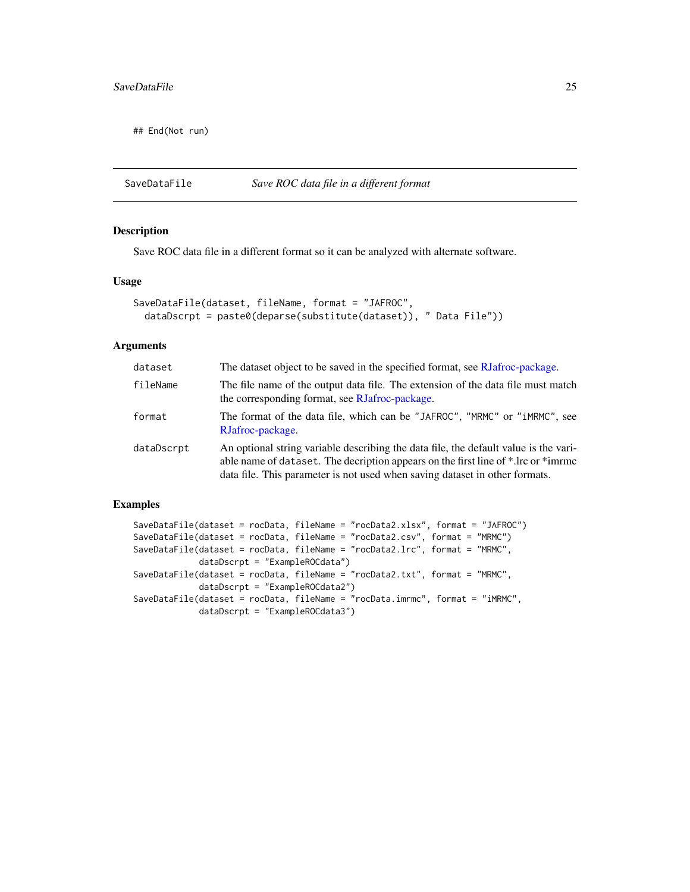```
## End(Not run)
```

---

## SaveDataFile *Save ROC data file in a different format*

### Description

Save ROC data file in a different format so it can be analyzed with alternate software.

### Usage

```
SaveDataFile(dataset, fileName, format = "JAFROC",
  dataDscrpt = paste0(deparse(substitute(dataset)), " Data File"))
```

### Arguments

| | |
|---|---|
| dataset | The dataset object to be saved in the specified format, see RJafroc-package. |
| fileName | The file name of the output data file. The extension of the data file must match the corresponding format, see RJafroc-package. |
| format | The format of the data file, which can be "JAFROC", "MRMC" or "iMRMC", see RJafroc-package. |
| dataDscrpt | An optional string variable describing the data file, the default value is the variable name of dataset. The decription appears on the first line of *.lrc or *imrmc data file. This parameter is not used when saving dataset in other formats. |

### Examples

```
SaveDataFile(dataset = rocData, fileName = "rocData2.xlsx", format = "JAFROC")
SaveDataFile(dataset = rocData, fileName = "rocData2.csv", format = "MRMC")
SaveDataFile(dataset = rocData, fileName = "rocData2.lrc", format = "MRMC",
             dataDscrpt = "ExampleROCdata")
SaveDataFile(dataset = rocData, fileName = "rocData2.txt", format = "MRMC",
             dataDscrpt = "ExampleROCdata2")
SaveDataFile(dataset = rocData, fileName = "rocData.imrmc", format = "iMRMC",
             dataDscrpt = "ExampleROCdata3")
```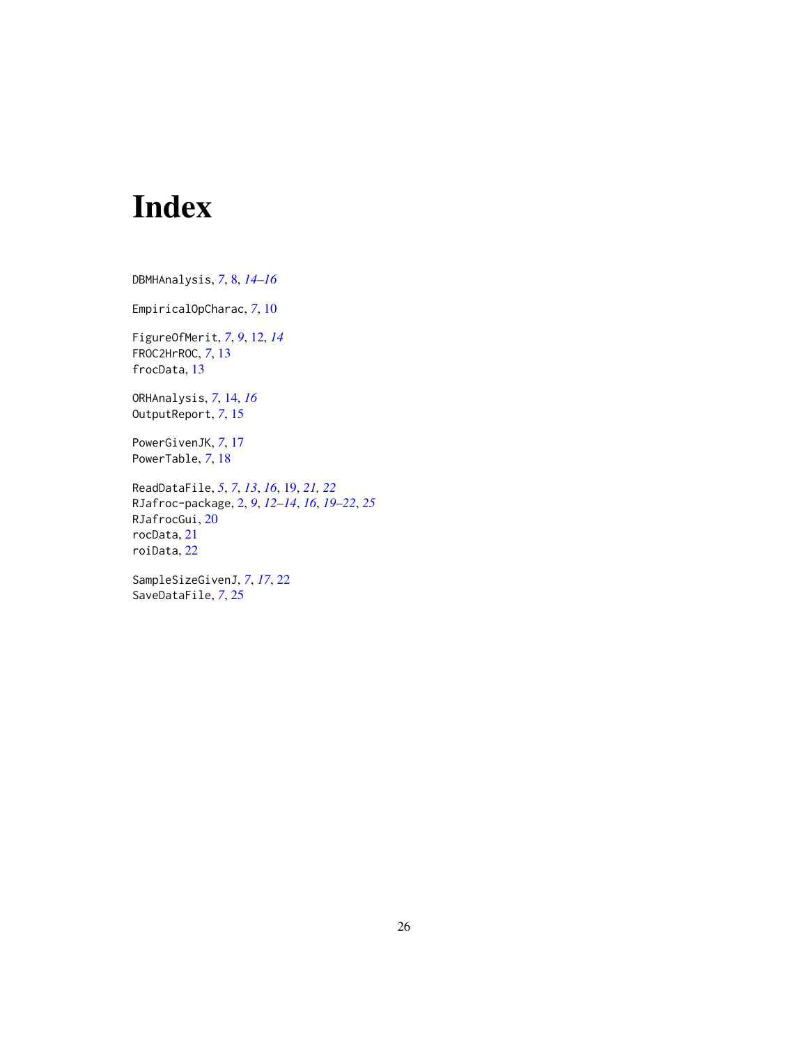# Index

DBMHAnalysis, *7*, 8, *14–16*

EmpiricalOpCharac, *7*, 10

FigureOfMerit, *7*, *9*, 12, *14*
FROC2HrROC, *7*, 13
frocData, 13

ORHAnalysis, *7*, 14, *16*
OutputReport, *7*, 15

PowerGivenJK, *7*, 17
PowerTable, *7*, 18

ReadDataFile, *5*, *7*, *13*, *16*, 19, *21, 22*
RJafroc-package, 2, *9*, *12–14*, *16*, *19–22*, *25*
RJafrocGui, 20
rocData, 21
roiData, 22

SampleSizeGivenJ, *7*, *17*, 22
SaveDataFile, *7*, 25